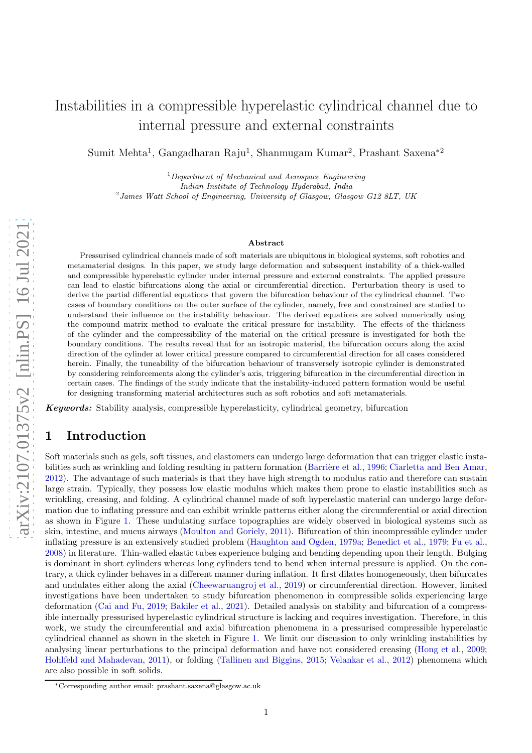# Instabilities in a compressible hyperelastic cylindrical channel due to internal pressure and external constraints

Sumit Mehta[1], Gangadharan Raju[1], Shanmugam Kumar[2], Prashant Saxena*[2]

[1]*Department of Mechanical and Aerospace Engineering*
*Indian Institute of Technology Hyderabad, India*
[2]*James Watt School of Engineering, University of Glasgow, Glasgow G12 8LT, UK*

## Abstract

Pressurised cylindrical channels made of soft materials are ubiquitous in biological systems, soft robotics and metamaterial designs. In this paper, we study large deformation and subsequent instability of a thick-walled and compressible hyperelastic cylinder under internal pressure and external constraints. The applied pressure can lead to elastic bifurcations along the axial or circumferential direction. Perturbation theory is used to derive the partial differential equations that govern the bifurcation behaviour of the cylindrical channel. Two cases of boundary conditions on the outer surface of the cylinder, namely, free and constrained are studied to understand their influence on the instability behaviour. The derived equations are solved numerically using the compound matrix method to evaluate the critical pressure for instability. The effects of the thickness of the cylinder and the compressibility of the material on the critical pressure is investigated for both the boundary conditions. The results reveal that for an isotropic material, the bifurcation occurs along the axial direction of the cylinder at lower critical pressure compared to circumferential direction for all cases considered herein. Finally, the tuneability of the bifurcation behaviour of transversely isotropic cylinder is demonstrated by considering reinforcements along the cylinder's axis, triggering bifurcation in the circumferential direction in certain cases. The findings of the study indicate that the instability-induced pattern formation would be useful for designing transforming material architectures such as soft robotics and soft metamaterials.

***Keywords:*** Stability analysis, compressible hyperelasticity, cylindrical geometry, bifurcation

## 1 Introduction

Soft materials such as gels, soft tissues, and elastomers can undergo large deformation that can trigger elastic instabilities such as wrinkling and folding resulting in pattern formation (Barrière et al., 1996; Ciarletta and Ben Amar, 2012). The advantage of such materials is that they have high strength to modulus ratio and therefore can sustain large strain. Typically, they possess low elastic modulus which makes them prone to elastic instabilities such as wrinkling, creasing, and folding. A cylindrical channel made of soft hyperelastic material can undergo large deformation due to inflating pressure and can exhibit wrinkle patterns either along the circumferential or axial direction as shown in Figure 1. These undulating surface topographies are widely observed in biological systems such as skin, intestine, and mucus airways (Moulton and Goriely, 2011). Bifurcation of thin incompressible cylinder under inflating pressure is an extensively studied problem (Haughton and Ogden, 1979a; Benedict et al., 1979; Fu et al., 2008) in literature. Thin-walled elastic tubes experience bulging and bending depending upon their length. Bulging is dominant in short cylinders whereas long cylinders tend to bend when internal pressure is applied. On the contrary, a thick cylinder behaves in a different manner during inflation. It first dilates homogeneously, then bifurcates and undulates either along the axial (Cheewaruangroj et al., 2019) or circumferential direction. However, limited investigations have been undertaken to study bifurcation phenomenon in compressible solids experiencing large deformation (Cai and Fu, 2019; Bakiler et al., 2021). Detailed analysis on stability and bifurcation of a compressible internally pressurised hyperelastic cylindrical structure is lacking and requires investigation. Therefore, in this work, we study the circumferential and axial bifurcation phenomena in a pressurised compressible hyperelastic cylindrical channel as shown in the sketch in Figure 1. We limit our discussion to only wrinkling instabilities by analysing linear perturbations to the principal deformation and have not considered creasing (Hong et al., 2009; Hohlfeld and Mahadevan, 2011), or folding (Tallinen and Biggins, 2015; Velankar et al., 2012) phenomena which are also possible in soft solids.

*Corresponding author email: prashant.saxena@glasgow.ac.uk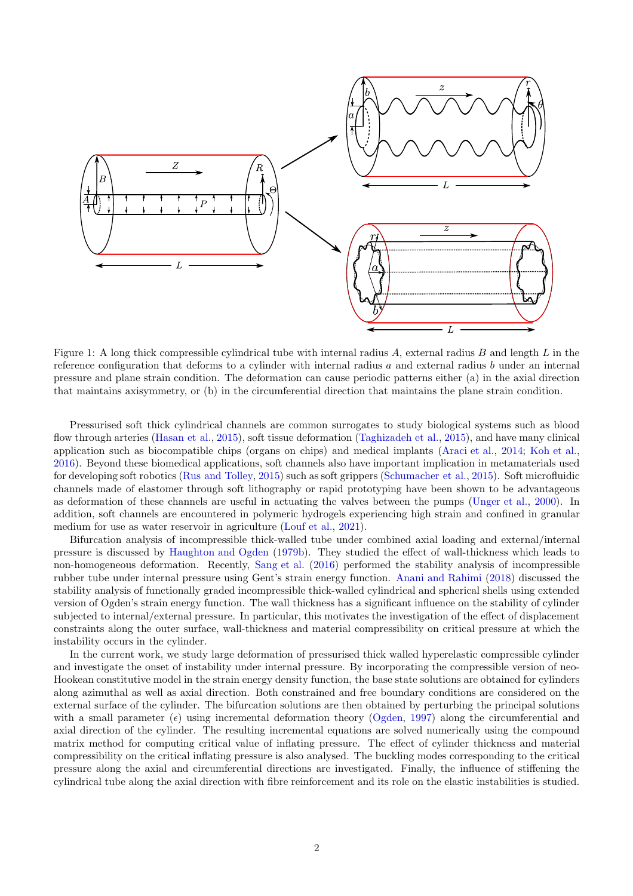Figure 1: A long thick compressible cylindrical tube with internal radius $A$, external radius $B$ and length $L$ in the reference configuration that deforms to a cylinder with internal radius $a$ and external radius $b$ under an internal pressure and plane strain condition. The deformation can cause periodic patterns either (a) in the axial direction that maintains axisymmetry, or (b) in the circumferential direction that maintains the plane strain condition.

Pressurised soft thick cylindrical channels are common surrogates to study biological systems such as blood flow through arteries (Hasan et al., 2015), soft tissue deformation (Taghizadeh et al., 2015), and have many clinical application such as biocompatible chips (organs on chips) and medical implants (Araci et al., 2014; Koh et al., 2016). Beyond these biomedical applications, soft channels also have important implication in metamaterials used for developing soft robotics (Rus and Tolley, 2015) such as soft grippers (Schumacher et al., 2015). Soft microfluidic channels made of elastomer through soft lithography or rapid prototyping have been shown to be advantageous as deformation of these channels are useful in actuating the valves between the pumps (Unger et al., 2000). In addition, soft channels are encountered in polymeric hydrogels experiencing high strain and confined in granular medium for use as water reservoir in agriculture (Louf et al., 2021).

Bifurcation analysis of incompressible thick-walled tube under combined axial loading and external/internal pressure is discussed by Haughton and Ogden (1979b). They studied the effect of wall-thickness which leads to non-homogeneous deformation. Recently, Sang et al. (2016) performed the stability analysis of incompressible rubber tube under internal pressure using Gent's strain energy function. Anani and Rahimi (2018) discussed the stability analysis of functionally graded incompressible thick-walled cylindrical and spherical shells using extended version of Ogden's strain energy function. The wall thickness has a significant influence on the stability of cylinder subjected to internal/external pressure. In particular, this motivates the investigation of the effect of displacement constraints along the outer surface, wall-thickness and material compressibility on critical pressure at which the instability occurs in the cylinder.

In the current work, we study large deformation of pressurised thick walled hyperelastic compressible cylinder and investigate the onset of instability under internal pressure. By incorporating the compressible version of neo-Hookean constitutive model in the strain energy density function, the base state solutions are obtained for cylinders along azimuthal as well as axial direction. Both constrained and free boundary conditions are considered on the external surface of the cylinder. The bifurcation solutions are then obtained by perturbing the principal solutions with a small parameter ($\epsilon$) using incremental deformation theory (Ogden, 1997) along the circumferential and axial direction of the cylinder. The resulting incremental equations are solved numerically using the compound matrix method for computing critical value of inflating pressure. The effect of cylinder thickness and material compressibility on the critical inflating pressure is also analysed. The buckling modes corresponding to the critical pressure along the axial and circumferential directions are investigated. Finally, the influence of stiffening the cylindrical tube along the axial direction with fibre reinforcement and its role on the elastic instabilities is studied.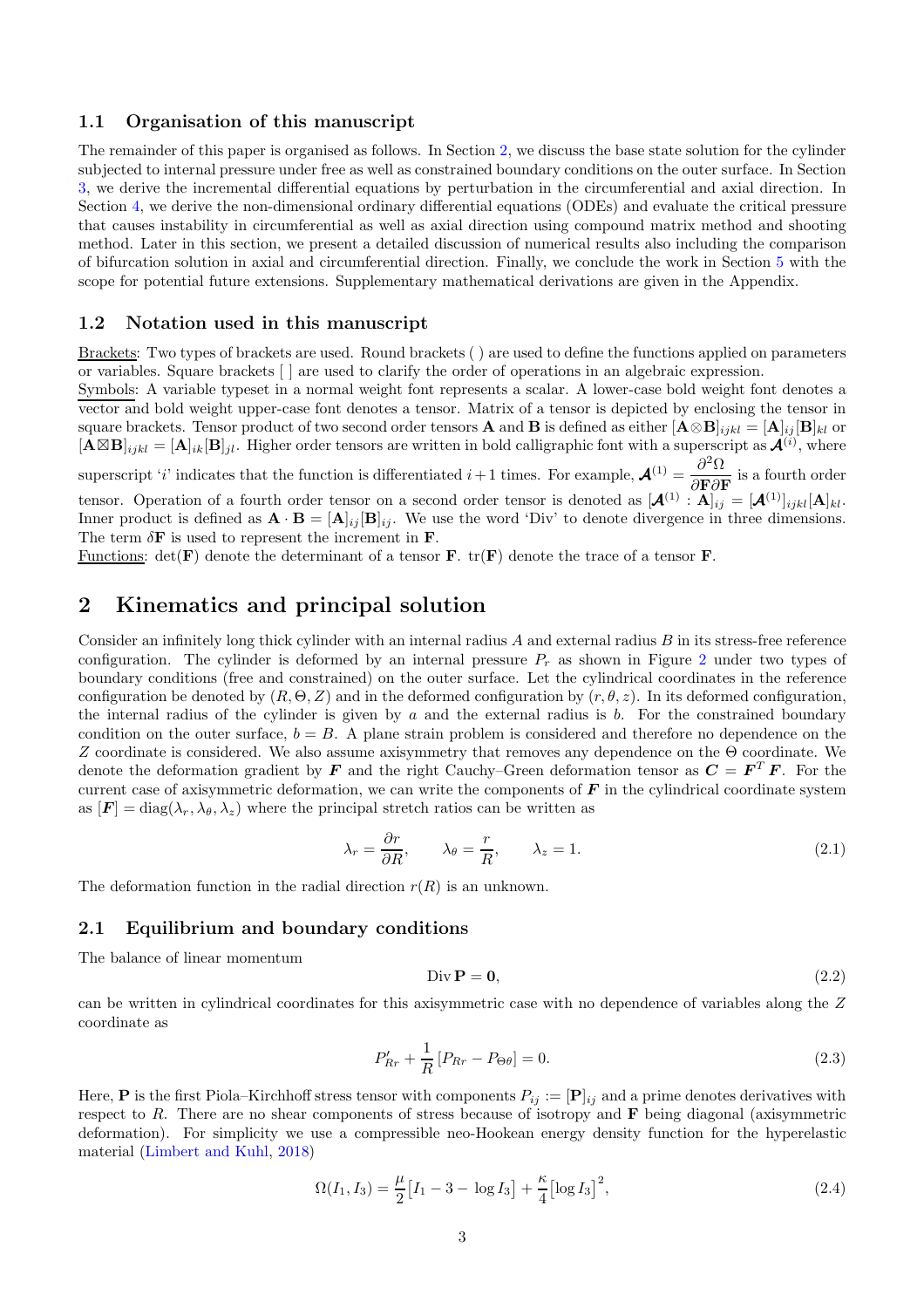### 1.1 Organisation of this manuscript

The remainder of this paper is organised as follows. In Section 2, we discuss the base state solution for the cylinder subjected to internal pressure under free as well as constrained boundary conditions on the outer surface. In Section 3, we derive the incremental differential equations by perturbation in the circumferential and axial direction. In Section 4, we derive the non-dimensional ordinary differential equations (ODEs) and evaluate the critical pressure that causes instability in circumferential as well as axial direction using compound matrix method and shooting method. Later in this section, we present a detailed discussion of numerical results also including the comparison of bifurcation solution in axial and circumferential direction. Finally, we conclude the work in Section 5 with the scope for potential future extensions. Supplementary mathematical derivations are given in the Appendix.

### 1.2 Notation used in this manuscript

Brackets: Two types of brackets are used. Round brackets ( ) are used to define the functions applied on parameters or variables. Square brackets [ ] are used to clarify the order of operations in an algebraic expression.

Symbols: A variable typeset in a normal weight font represents a scalar. A lower-case bold weight font denotes a vector and bold weight upper-case font denotes a tensor. Matrix of a tensor is depicted by enclosing the tensor in square brackets. Tensor product of two second order tensors $\mathbf{A}$ and $\mathbf{B}$ is defined as either $[\mathbf{A}\otimes\mathbf{B}]_{ijkl} = [\mathbf{A}]_{ij}[\mathbf{B}]_{kl}$ or $[\mathbf{A}\boxtimes\mathbf{B}]_{ijkl} = [\mathbf{A}]_{ik}[\mathbf{B}]_{jl}$. Higher order tensors are written in bold calligraphic font with a superscript as $\boldsymbol{\mathcal{A}}^{(i)}$, where superscript '$i$' indicates that the function is differentiated $i+1$ times. For example, $\boldsymbol{\mathcal{A}}^{(1)} = \dfrac{\partial^2\Omega}{\partial\mathbf{F}\partial\mathbf{F}}$ is a fourth order tensor. Operation of a fourth order tensor on a second order tensor is denoted as $[\boldsymbol{\mathcal{A}}^{(1)} : \mathbf{A}]_{ij} = [\boldsymbol{\mathcal{A}}^{(1)}]_{ijkl}[\mathbf{A}]_{kl}$. Inner product is defined as $\mathbf{A}\cdot\mathbf{B} = [\mathbf{A}]_{ij}[\mathbf{B}]_{ij}$. We use the word 'Div' to denote divergence in three dimensions. The term $\delta\mathbf{F}$ is used to represent the increment in $\mathbf{F}$.

Functions: $\det(\mathbf{F})$ denote the determinant of a tensor $\mathbf{F}$. $\mathrm{tr}(\mathbf{F})$ denote the trace of a tensor $\mathbf{F}$.

## 2 Kinematics and principal solution

Consider an infinitely long thick cylinder with an internal radius $A$ and external radius $B$ in its stress-free reference configuration. The cylinder is deformed by an internal pressure $P_r$ as shown in Figure 2 under two types of boundary conditions (free and constrained) on the outer surface. Let the cylindrical coordinates in the reference configuration be denoted by $(R, \Theta, Z)$ and in the deformed configuration by $(r, \theta, z)$. In its deformed configuration, the internal radius of the cylinder is given by $a$ and the external radius is $b$. For the constrained boundary condition on the outer surface, $b = B$. A plane strain problem is considered and therefore no dependence on the $Z$ coordinate is considered. We also assume axisymmetry that removes any dependence on the $\Theta$ coordinate. We denote the deformation gradient by $\boldsymbol{F}$ and the right Cauchy–Green deformation tensor as $\boldsymbol{C} = \boldsymbol{F}^T\boldsymbol{F}$. For the current case of axisymmetric deformation, we can write the components of $\boldsymbol{F}$ in the cylindrical coordinate system as $[\boldsymbol{F}] = \mathrm{diag}(\lambda_r, \lambda_\theta, \lambda_z)$ where the principal stretch ratios can be written as

$$\lambda_r = \frac{\partial r}{\partial R}, \qquad \lambda_\theta = \frac{r}{R}, \qquad \lambda_z = 1. \tag{2.1}$$

The deformation function in the radial direction $r(R)$ is an unknown.

### 2.1 Equilibrium and boundary conditions

The balance of linear momentum

$$\mathrm{Div}\,\mathbf{P} = \mathbf{0}, \tag{2.2}$$

can be written in cylindrical coordinates for this axisymmetric case with no dependence of variables along the $Z$ coordinate as

$$P'_{Rr} + \frac{1}{R}\left[P_{Rr} - P_{\Theta\theta}\right] = 0. \tag{2.3}$$

Here, $\mathbf{P}$ is the first Piola–Kirchhoff stress tensor with components $P_{ij} := [\mathbf{P}]_{ij}$ and a prime denotes derivatives with respect to $R$. There are no shear components of stress because of isotropy and $\mathbf{F}$ being diagonal (axisymmetric deformation). For simplicity we use a compressible neo-Hookean energy density function for the hyperelastic material (Limbert and Kuhl, 2018)

$$\Omega(I_1, I_3) = \frac{\mu}{2}\big[I_1 - 3 - \log I_3\big] + \frac{\kappa}{4}\big[\log I_3\big]^2, \tag{2.4}$$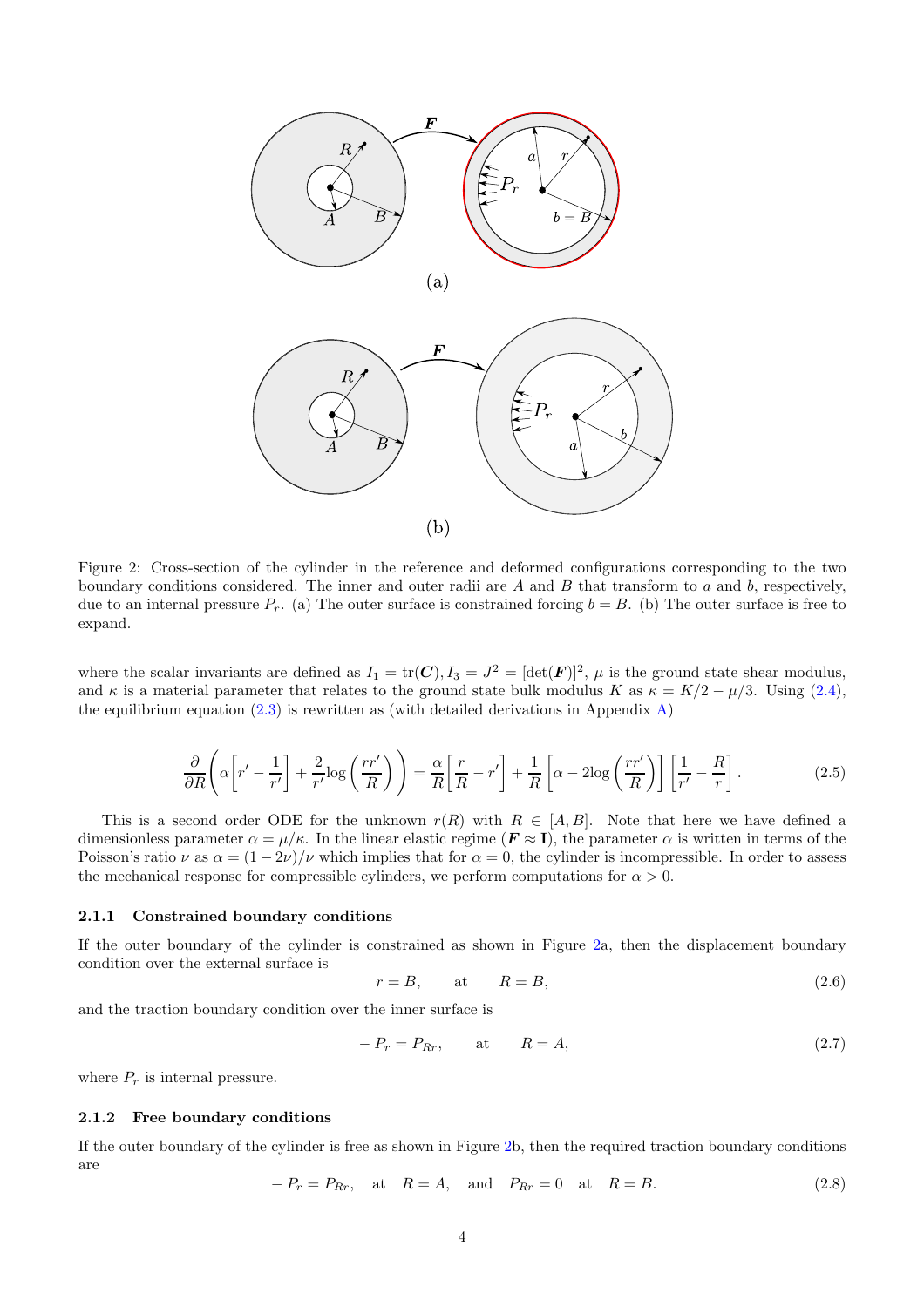(a)

(b)

Figure 2: Cross-section of the cylinder in the reference and deformed configurations corresponding to the two boundary conditions considered. The inner and outer radii are $A$ and $B$ that transform to $a$ and $b$, respectively, due to an internal pressure $P_r$. (a) The outer surface is constrained forcing $b = B$. (b) The outer surface is free to expand.

where the scalar invariants are defined as $I_1 = \mathrm{tr}(\boldsymbol{C}), I_3 = J^2 = [\det(\boldsymbol{F})]^2$, $\mu$ is the ground state shear modulus, and $\kappa$ is a material parameter that relates to the ground state bulk modulus $K$ as $\kappa = K/2 - \mu/3$. Using (2.4), the equilibrium equation (2.3) is rewritten as (with detailed derivations in Appendix A)

$$\frac{\partial}{\partial R}\left(\alpha\left[r' - \frac{1}{r'}\right] + \frac{2}{r'}\log\left(\frac{rr'}{R}\right)\right) = \frac{\alpha}{R}\left[\frac{r}{R} - r'\right] + \frac{1}{R}\left[\alpha - 2\log\left(\frac{rr'}{R}\right)\right]\left[\frac{1}{r'} - \frac{R}{r}\right]. \tag{2.5}$$

This is a second order ODE for the unknown $r(R)$ with $R \in [A, B]$. Note that here we have defined a dimensionless parameter $\alpha = \mu/\kappa$. In the linear elastic regime ($\boldsymbol{F} \approx \mathbf{I}$), the parameter $\alpha$ is written in terms of the Poisson's ratio $\nu$ as $\alpha = (1 - 2\nu)/\nu$ which implies that for $\alpha = 0$, the cylinder is incompressible. In order to assess the mechanical response for compressible cylinders, we perform computations for $\alpha > 0$.

### 2.1.1 Constrained boundary conditions

If the outer boundary of the cylinder is constrained as shown in Figure 2a, then the displacement boundary condition over the external surface is

$$r = B, \qquad \text{at} \qquad R = B, \tag{2.6}$$

and the traction boundary condition over the inner surface is

$$-P_r = P_{Rr}, \qquad \text{at} \qquad R = A, \tag{2.7}$$

where $P_r$ is internal pressure.

### 2.1.2 Free boundary conditions

If the outer boundary of the cylinder is free as shown in Figure 2b, then the required traction boundary conditions are

$$-P_r = P_{Rr}, \quad \text{at} \quad R = A, \quad \text{and} \quad P_{Rr} = 0 \quad \text{at} \quad R = B. \tag{2.8}$$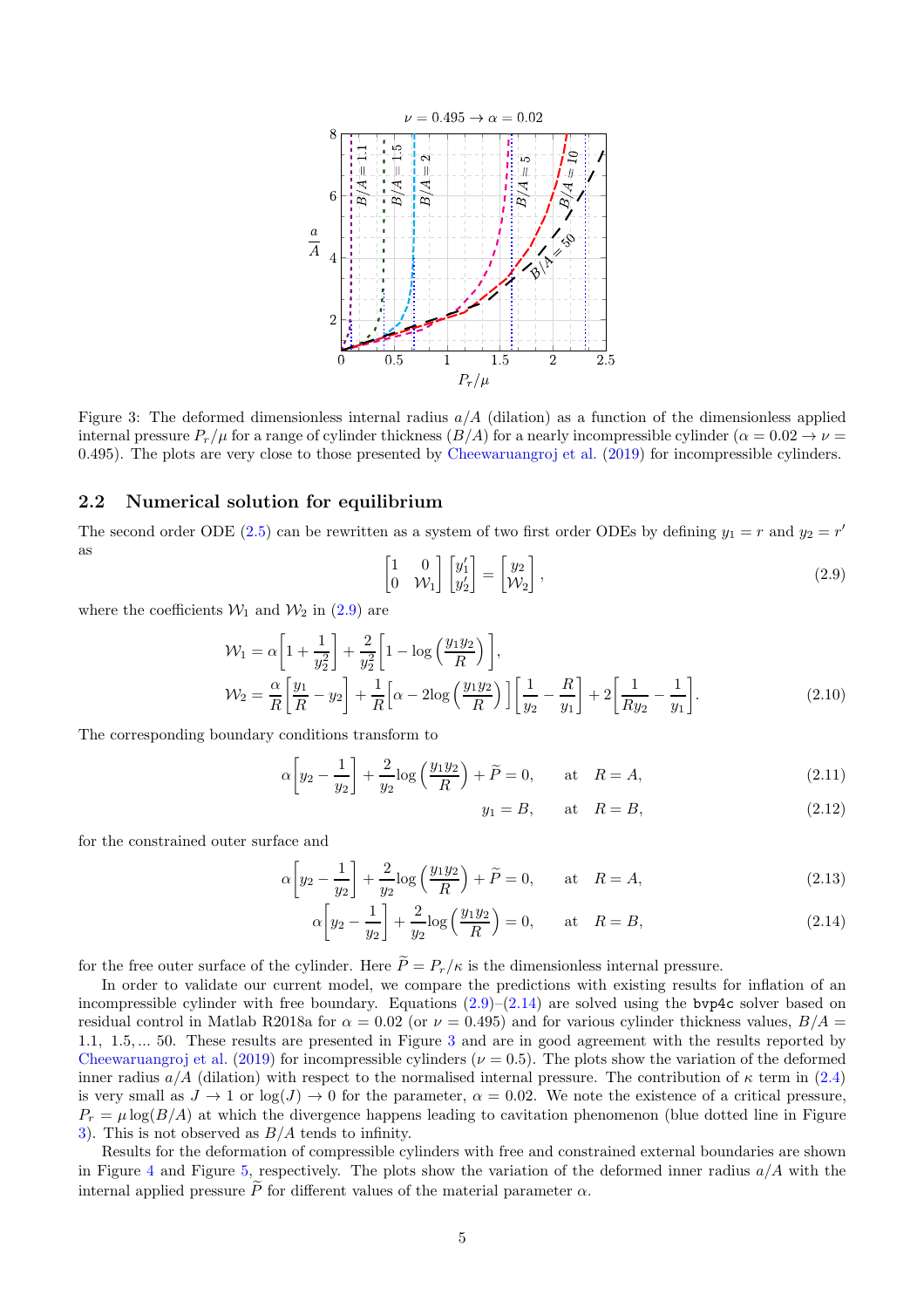Figure 3: The deformed dimensionless internal radius $a/A$ (dilation) as a function of the dimensionless applied internal pressure $P_r/\mu$ for a range of cylinder thickness $(B/A)$ for a nearly incompressible cylinder ($\alpha = 0.02 \to \nu = 0.495$). The plots are very close to those presented by Cheewaruangroj et al. (2019) for incompressible cylinders.

## 2.2 Numerical solution for equilibrium

The second order ODE (2.5) can be rewritten as a system of two first order ODEs by defining $y_1 = r$ and $y_2 = r'$ as

$$\begin{bmatrix} 1 & 0 \\ 0 & \mathcal{W}_1 \end{bmatrix} \begin{bmatrix} y_1' \\ y_2' \end{bmatrix} = \begin{bmatrix} y_2 \\ \mathcal{W}_2 \end{bmatrix}, \tag{2.9}$$

where the coefficients $\mathcal{W}_1$ and $\mathcal{W}_2$ in (2.9) are

$$\begin{aligned} \mathcal{W}_1 &= \alpha\left[1 + \frac{1}{y_2^2}\right] + \frac{2}{y_2^2}\left[1 - \log\left(\frac{y_1 y_2}{R}\right)\right], \\ \mathcal{W}_2 &= \frac{\alpha}{R}\left[\frac{y_1}{R} - y_2\right] + \frac{1}{R}\left[\alpha - 2\log\left(\frac{y_1 y_2}{R}\right)\right]\left[\frac{1}{y_2} - \frac{R}{y_1}\right] + 2\left[\frac{1}{R y_2} - \frac{1}{y_1}\right]. \end{aligned} \tag{2.10}$$

The corresponding boundary conditions transform to

$$\alpha\left[y_2 - \frac{1}{y_2}\right] + \frac{2}{y_2}\log\left(\frac{y_1 y_2}{R}\right) + \widetilde{P} = 0, \qquad \text{at} \quad R = A, \tag{2.11}$$

$$y_1 = B, \qquad \text{at} \quad R = B, \tag{2.12}$$

for the constrained outer surface and

$$\alpha\left[y_2 - \frac{1}{y_2}\right] + \frac{2}{y_2}\log\left(\frac{y_1 y_2}{R}\right) + \widetilde{P} = 0, \qquad \text{at} \quad R = A, \tag{2.13}$$

$$\alpha\left[y_2 - \frac{1}{y_2}\right] + \frac{2}{y_2}\log\left(\frac{y_1 y_2}{R}\right) = 0, \qquad \text{at} \quad R = B, \tag{2.14}$$

for the free outer surface of the cylinder. Here $\widetilde{P} = P_r/\kappa$ is the dimensionless internal pressure.

In order to validate our current model, we compare the predictions with existing results for inflation of an incompressible cylinder with free boundary. Equations (2.9)–(2.14) are solved using the `bvp4c` solver based on residual control in Matlab R2018a for $\alpha = 0.02$ (or $\nu = 0.495$) and for various cylinder thickness values, $B/A = 1.1,\ 1.5, \ldots\ 50$. These results are presented in Figure 3 and are in good agreement with the results reported by Cheewaruangroj et al. (2019) for incompressible cylinders ($\nu = 0.5$). The plots show the variation of the deformed inner radius $a/A$ (dilation) with respect to the normalised internal pressure. The contribution of $\kappa$ term in (2.4) is very small as $J \to 1$ or $\log(J) \to 0$ for the parameter, $\alpha = 0.02$. We note the existence of a critical pressure, $P_r = \mu \log(B/A)$ at which the divergence happens leading to cavitation phenomenon (blue dotted line in Figure 3). This is not observed as $B/A$ tends to infinity.

Results for the deformation of compressible cylinders with free and constrained external boundaries are shown in Figure 4 and Figure 5, respectively. The plots show the variation of the deformed inner radius $a/A$ with the internal applied pressure $\widetilde{P}$ for different values of the material parameter $\alpha$.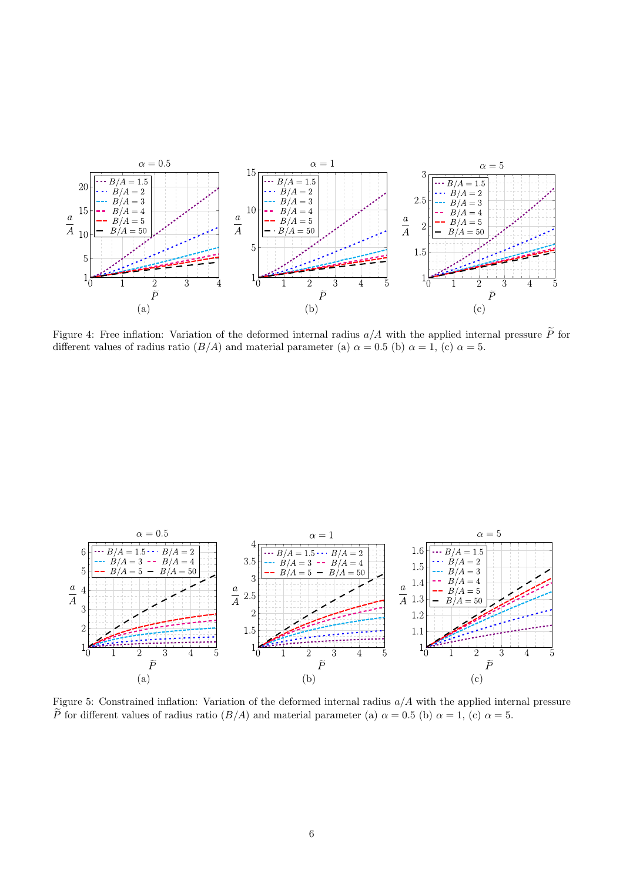Figure 4: Free inflation: Variation of the deformed internal radius $a/A$ with the applied internal pressure $\widetilde{P}$ for different values of radius ratio $(B/A)$ and material parameter (a) $\alpha = 0.5$ (b) $\alpha = 1$, (c) $\alpha = 5$.

Figure 5: Constrained inflation: Variation of the deformed internal radius $a/A$ with the applied internal pressure $\widetilde{P}$ for different values of radius ratio $(B/A)$ and material parameter (a) $\alpha = 0.5$ (b) $\alpha = 1$, (c) $\alpha = 5$.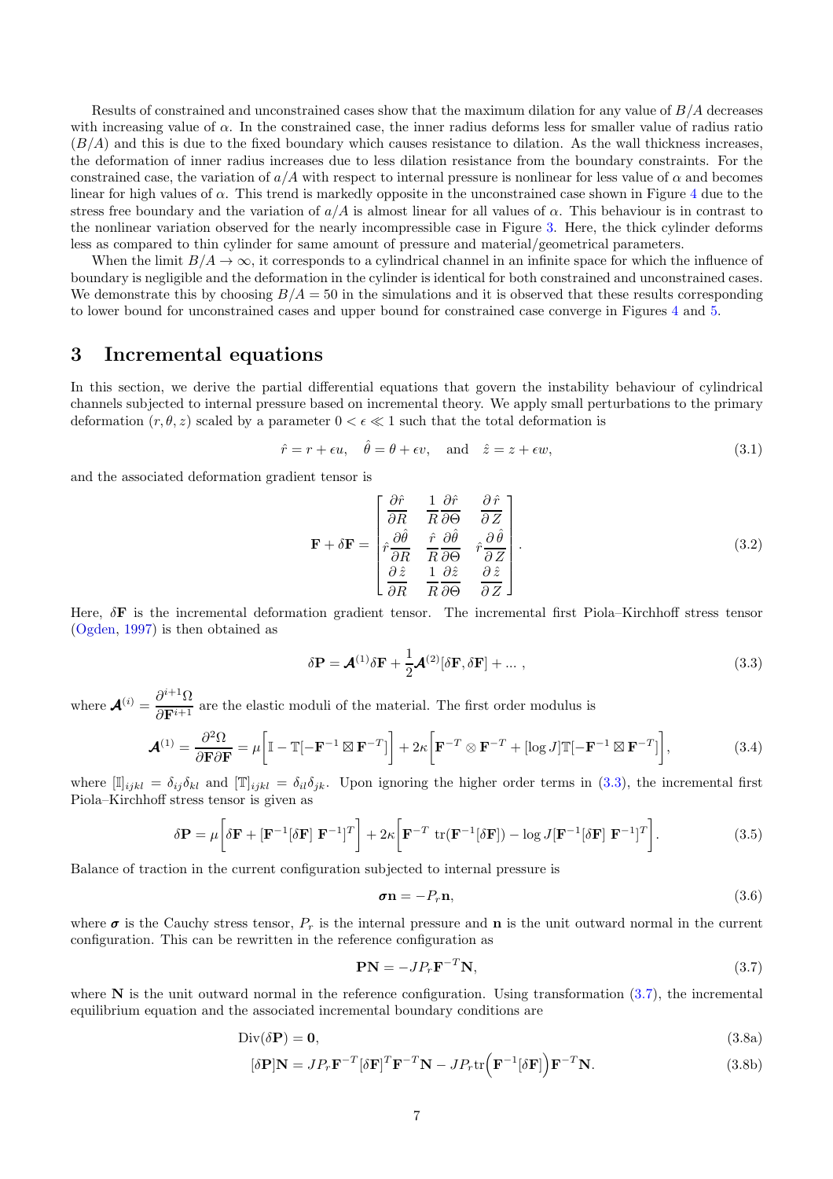Results of constrained and unconstrained cases show that the maximum dilation for any value of $B/A$ decreases with increasing value of $\alpha$. In the constrained case, the inner radius deforms less for smaller value of radius ratio ($B/A$) and this is due to the fixed boundary which causes resistance to dilation. As the wall thickness increases, the deformation of inner radius increases due to less dilation resistance from the boundary constraints. For the constrained case, the variation of $a/A$ with respect to internal pressure is nonlinear for less value of $\alpha$ and becomes linear for high values of $\alpha$. This trend is markedly opposite in the unconstrained case shown in Figure 4 due to the stress free boundary and the variation of $a/A$ is almost linear for all values of $\alpha$. This behaviour is in contrast to the nonlinear variation observed for the nearly incompressible case in Figure 3. Here, the thick cylinder deforms less as compared to thin cylinder for same amount of pressure and material/geometrical parameters.

When the limit $B/A \to \infty$, it corresponds to a cylindrical channel in an infinite space for which the influence of boundary is negligible and the deformation in the cylinder is identical for both constrained and unconstrained cases. We demonstrate this by choosing $B/A = 50$ in the simulations and it is observed that these results corresponding to lower bound for unconstrained cases and upper bound for constrained case converge in Figures 4 and 5.

## 3 Incremental equations

In this section, we derive the partial differential equations that govern the instability behaviour of cylindrical channels subjected to internal pressure based on incremental theory. We apply small perturbations to the primary deformation $(r, \theta, z)$ scaled by a parameter $0 < \epsilon \ll 1$ such that the total deformation is

$$\hat{r} = r + \epsilon u, \quad \hat{\theta} = \theta + \epsilon v, \quad \text{and} \quad \hat{z} = z + \epsilon w, \tag{3.1}$$

and the associated deformation gradient tensor is

$$\mathbf{F} + \delta\mathbf{F} = \begin{bmatrix} \dfrac{\partial \hat{r}}{\partial R} & \dfrac{1}{R}\dfrac{\partial \hat{r}}{\partial \Theta} & \dfrac{\partial \hat{r}}{\partial Z} \\ \hat{r}\dfrac{\partial \hat{\theta}}{\partial R} & \dfrac{\hat{r}}{R}\dfrac{\partial \hat{\theta}}{\partial \Theta} & \hat{r}\dfrac{\partial \hat{\theta}}{\partial Z} \\ \dfrac{\partial \hat{z}}{\partial R} & \dfrac{1}{R}\dfrac{\partial \hat{z}}{\partial \Theta} & \dfrac{\partial \hat{z}}{\partial Z} \end{bmatrix}. \tag{3.2}$$

Here, $\delta\mathbf{F}$ is the incremental deformation gradient tensor. The incremental first Piola–Kirchhoff stress tensor (Ogden, 1997) is then obtained as

$$\delta\mathbf{P} = \boldsymbol{\mathcal{A}}^{(1)}\delta\mathbf{F} + \frac{1}{2}\boldsymbol{\mathcal{A}}^{(2)}[\delta\mathbf{F}, \delta\mathbf{F}] + \dots\,, \tag{3.3}$$

where $\boldsymbol{\mathcal{A}}^{(i)} = \dfrac{\partial^{i+1}\Omega}{\partial \mathbf{F}^{i+1}}$ are the elastic moduli of the material. The first order modulus is

$$\boldsymbol{\mathcal{A}}^{(1)} = \frac{\partial^2 \Omega}{\partial \mathbf{F}\partial \mathbf{F}} = \mu\Big[\mathbb{I} - \mathbb{T}[-\mathbf{F}^{-1} \boxtimes \mathbf{F}^{-T}]\Big] + 2\kappa\Big[\mathbf{F}^{-T} \otimes \mathbf{F}^{-T} + [\log J]\mathbb{T}[-\mathbf{F}^{-1} \boxtimes \mathbf{F}^{-T}]\Big], \tag{3.4}$$

where $[\mathbb{I}]_{ijkl} = \delta_{ij}\delta_{kl}$ and $[\mathbb{T}]_{ijkl} = \delta_{il}\delta_{jk}$. Upon ignoring the higher order terms in (3.3), the incremental first Piola–Kirchhoff stress tensor is given as

$$\delta\mathbf{P} = \mu\Big[\delta\mathbf{F} + [\mathbf{F}^{-1}[\delta\mathbf{F}]\ \mathbf{F}^{-1}]^T\Big] + 2\kappa\Big[\mathbf{F}^{-T}\ \mathrm{tr}(\mathbf{F}^{-1}[\delta\mathbf{F}]) - \log J[\mathbf{F}^{-1}[\delta\mathbf{F}]\ \mathbf{F}^{-1}]^T\Big]. \tag{3.5}$$

Balance of traction in the current configuration subjected to internal pressure is

$$\boldsymbol{\sigma}\mathbf{n} = -P_r\mathbf{n}, \tag{3.6}$$

where $\boldsymbol{\sigma}$ is the Cauchy stress tensor, $P_r$ is the internal pressure and $\mathbf{n}$ is the unit outward normal in the current configuration. This can be rewritten in the reference configuration as

$$\mathbf{PN} = -JP_r\mathbf{F}^{-T}\mathbf{N}, \tag{3.7}$$

where $\mathbf{N}$ is the unit outward normal in the reference configuration. Using transformation (3.7), the incremental equilibrium equation and the associated incremental boundary conditions are

$$\mathrm{Div}(\delta\mathbf{P}) = \mathbf{0}, \tag{3.8a}$$

$$[\delta\mathbf{P}]\mathbf{N} = JP_r\mathbf{F}^{-T}[\delta\mathbf{F}]^T\mathbf{F}^{-T}\mathbf{N} - JP_r\mathrm{tr}\Big(\mathbf{F}^{-1}[\delta\mathbf{F}]\Big)\mathbf{F}^{-T}\mathbf{N}. \tag{3.8b}$$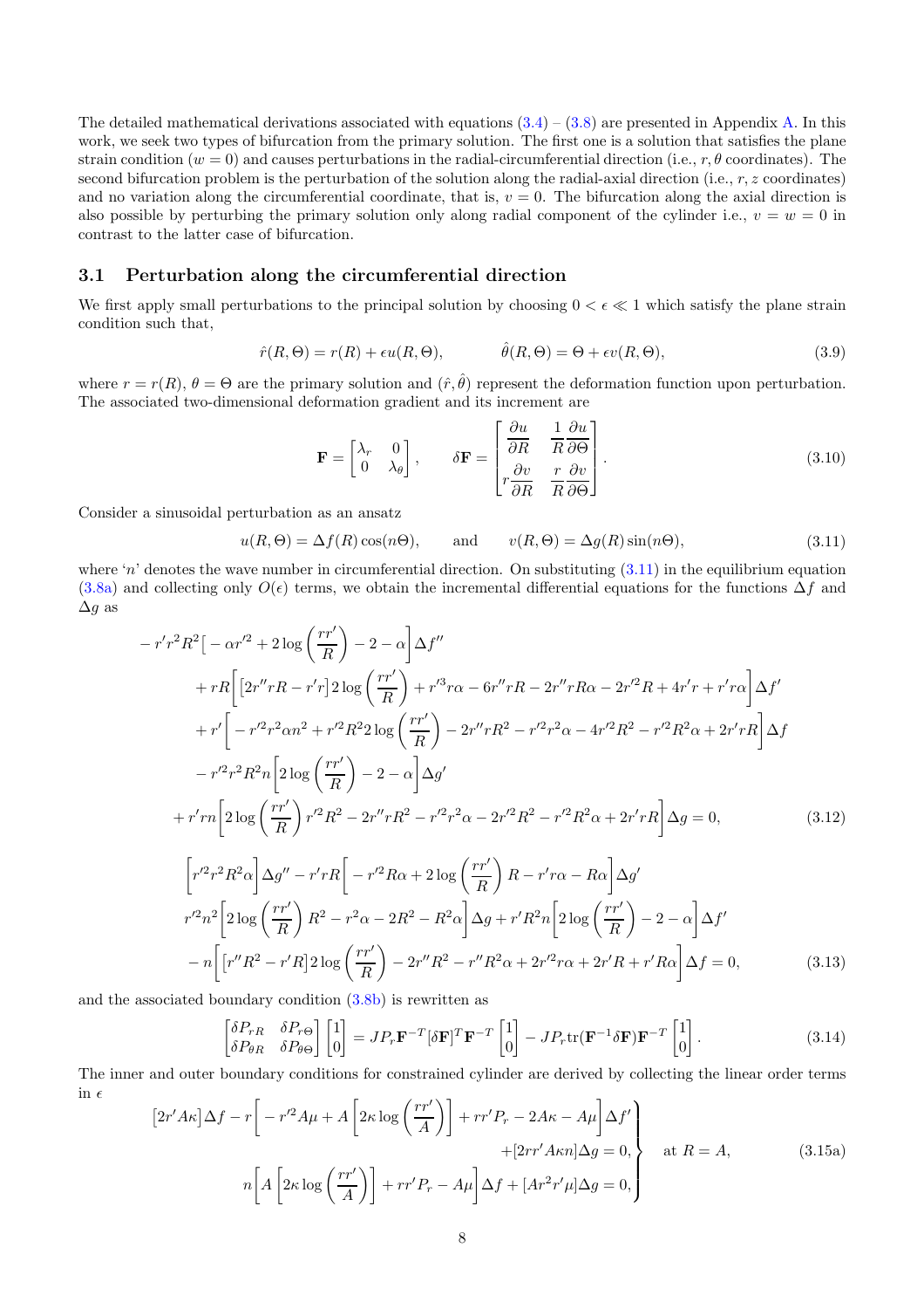The detailed mathematical derivations associated with equations (3.4) – (3.8) are presented in Appendix A. In this work, we seek two types of bifurcation from the primary solution. The first one is a solution that satisfies the plane strain condition ($w = 0$) and causes perturbations in the radial-circumferential direction (i.e., $r, \theta$ coordinates). The second bifurcation problem is the perturbation of the solution along the radial-axial direction (i.e., $r, z$ coordinates) and no variation along the circumferential coordinate, that is, $v = 0$. The bifurcation along the axial direction is also possible by perturbing the primary solution only along radial component of the cylinder i.e., $v = w = 0$ in contrast to the latter case of bifurcation.

## 3.1 Perturbation along the circumferential direction

We first apply small perturbations to the principal solution by choosing $0 < \epsilon \ll 1$ which satisfy the plane strain condition such that,

$$\hat{r}(R, \Theta) = r(R) + \epsilon u(R, \Theta), \qquad \hat{\theta}(R, \Theta) = \Theta + \epsilon v(R, \Theta), \tag{3.9}$$

where $r = r(R)$, $\theta = \Theta$ are the primary solution and $(\hat{r}, \hat{\theta})$ represent the deformation function upon perturbation. The associated two-dimensional deformation gradient and its increment are

$$\mathbf{F} = \begin{bmatrix} \lambda_r & 0 \\ 0 & \lambda_\theta \end{bmatrix}, \qquad \delta\mathbf{F} = \begin{bmatrix} \dfrac{\partial u}{\partial R} & \dfrac{1}{R}\dfrac{\partial u}{\partial \Theta} \\ r\dfrac{\partial v}{\partial R} & \dfrac{r}{R}\dfrac{\partial v}{\partial \Theta} \end{bmatrix}. \tag{3.10}$$

Consider a sinusoidal perturbation as an ansatz

$$u(R, \Theta) = \Delta f(R)\cos(n\Theta), \qquad \text{and} \qquad v(R, \Theta) = \Delta g(R)\sin(n\Theta), \tag{3.11}$$

where '$n$' denotes the wave number in circumferential direction. On substituting (3.11) in the equilibrium equation (3.8a) and collecting only $O(\epsilon)$ terms, we obtain the incremental differential equations for the functions $\Delta f$ and $\Delta g$ as

$$\begin{aligned}
&-r'r^2R^2\Big[-\alpha r'^2 + 2\log\left(\frac{rr'}{R}\right) - 2 - \alpha\Big]\Delta f'' \\
&\quad + rR\bigg[\big[2r''rR - r'r\big]2\log\left(\frac{rr'}{R}\right) + r'^3 r\alpha - 6r''rR - 2r''rR\alpha - 2r'^2R + 4r'r + r'r\alpha\bigg]\Delta f' \\
&\quad + r'\bigg[-r'^2r^2\alpha n^2 + r'^2R^2 2\log\left(\frac{rr'}{R}\right) - 2r''rR^2 - r'^2r^2\alpha - 4r'^2R^2 - r'^2R^2\alpha + 2r'rR\bigg]\Delta f \\
&\quad - r'^2r^2R^2n\bigg[2\log\left(\frac{rr'}{R}\right) - 2 - \alpha\bigg]\Delta g' \\
&+ r'rn\bigg[2\log\left(\frac{rr'}{R}\right)r'^2R^2 - 2r''rR^2 - r'^2r^2\alpha - 2r'^2R^2 - r'^2R^2\alpha + 2r'rR\bigg]\Delta g = 0,
\end{aligned} \tag{3.12}$$

$$\begin{aligned}
&\Big[r'^2r^2R^2\alpha\Big]\Delta g'' - r'rR\bigg[-r'^2R\alpha + 2\log\left(\frac{rr'}{R}\right)R - r'r\alpha - R\alpha\bigg]\Delta g' \\
&r'^2n^2\bigg[2\log\left(\frac{rr'}{R}\right)R^2 - r^2\alpha - 2R^2 - R^2\alpha\bigg]\Delta g + r'R^2n\bigg[2\log\left(\frac{rr'}{R}\right) - 2 - \alpha\bigg]\Delta f' \\
&- n\bigg[\big[r''R^2 - r'R\big]2\log\left(\frac{rr'}{R}\right) - 2r''R^2 - r''R^2\alpha + 2r'^2r\alpha + 2r'R + r'R\alpha\bigg]\Delta f = 0,
\end{aligned} \tag{3.13}$$

and the associated boundary condition (3.8b) is rewritten as

$$\begin{bmatrix} \delta P_{rR} & \delta P_{r\Theta} \\ \delta P_{\theta R} & \delta P_{\theta\Theta} \end{bmatrix}\begin{bmatrix} 1 \\ 0 \end{bmatrix} = JP_r\mathbf{F}^{-T}[\delta\mathbf{F}]^T\mathbf{F}^{-T}\begin{bmatrix} 1 \\ 0 \end{bmatrix} - JP_r\mathrm{tr}(\mathbf{F}^{-1}\delta\mathbf{F})\mathbf{F}^{-T}\begin{bmatrix} 1 \\ 0 \end{bmatrix}. \tag{3.14}$$

The inner and outer boundary conditions for constrained cylinder are derived by collecting the linear order terms in $\epsilon$

$$\left.\begin{aligned}
&\big[2r'A\kappa\big]\Delta f - r\bigg[-r'^2A\mu + A\bigg[2\kappa\log\left(\frac{rr'}{A}\right)\bigg] + rr'P_r - 2A\kappa - A\mu\bigg]\Delta f' \\
&\qquad\qquad\qquad\qquad\qquad\qquad\qquad\qquad + [2rr'A\kappa n]\Delta g = 0, \\
&n\bigg[A\bigg[2\kappa\log\left(\frac{rr'}{A}\right)\bigg] + rr'P_r - A\mu\bigg]\Delta f + [Ar^2r'\mu]\Delta g = 0,
\end{aligned}\right\} \quad \text{at } R = A, \tag{3.15a}$$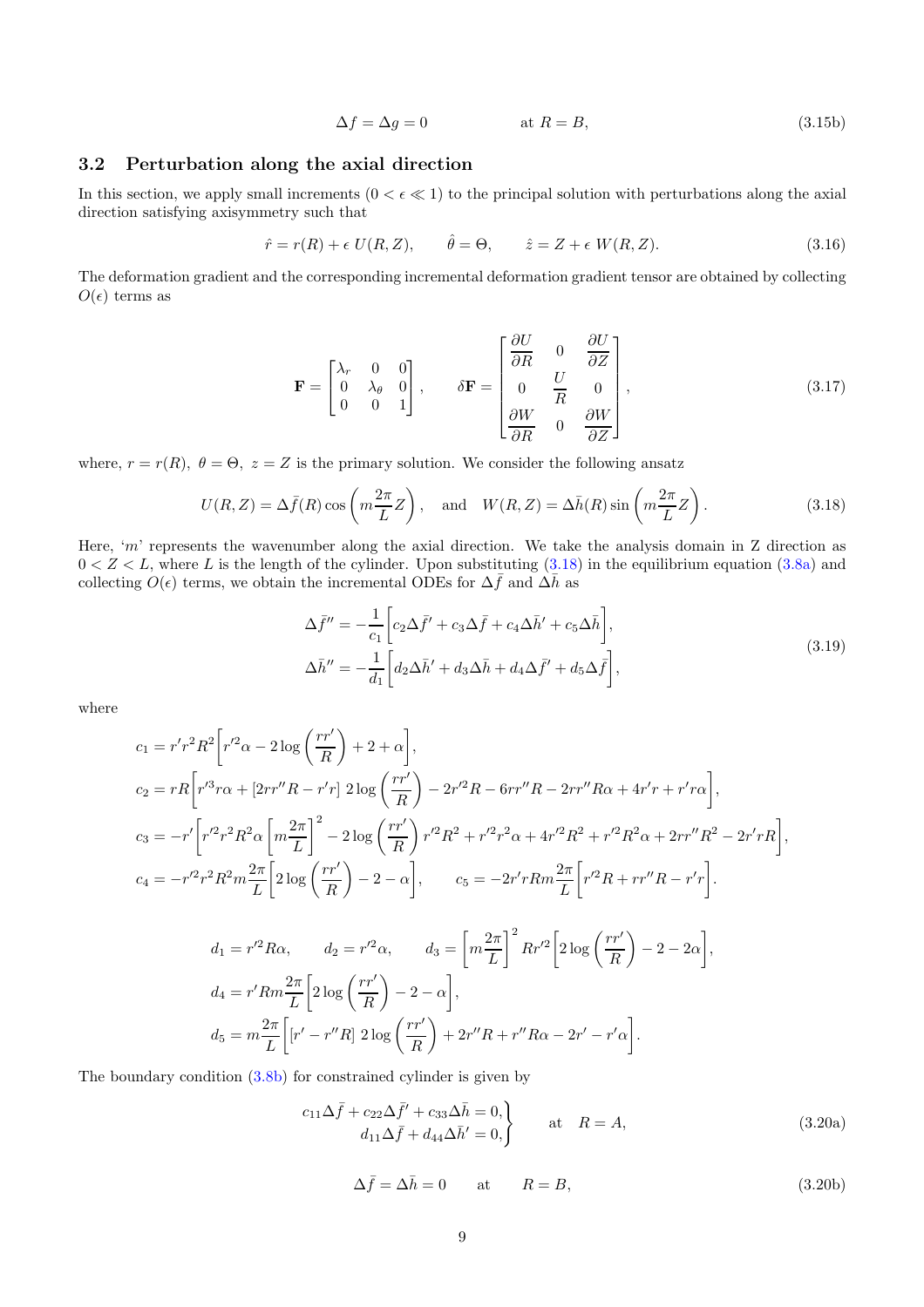$$\Delta f = \Delta g = 0 \qquad\qquad \text{at } R = B, \tag{3.15b}$$

## 3.2 Perturbation along the axial direction

In this section, we apply small increments $(0 < \epsilon \ll 1)$ to the principal solution with perturbations along the axial direction satisfying axisymmetry such that

$$\hat{r} = r(R) + \epsilon\, U(R, Z), \qquad \hat{\theta} = \Theta, \qquad \hat{z} = Z + \epsilon\, W(R, Z). \tag{3.16}$$

The deformation gradient and the corresponding incremental deformation gradient tensor are obtained by collecting $O(\epsilon)$ terms as

$$\mathbf{F} = \begin{bmatrix} \lambda_r & 0 & 0 \\ 0 & \lambda_\theta & 0 \\ 0 & 0 & 1 \end{bmatrix}, \qquad \delta\mathbf{F} = \begin{bmatrix} \dfrac{\partial U}{\partial R} & 0 & \dfrac{\partial U}{\partial Z} \\ 0 & \dfrac{U}{R} & 0 \\ \dfrac{\partial W}{\partial R} & 0 & \dfrac{\partial W}{\partial Z} \end{bmatrix}, \tag{3.17}$$

where, $r = r(R),\ \theta = \Theta,\ z = Z$ is the primary solution. We consider the following ansatz

$$U(R, Z) = \Delta\bar{f}(R) \cos\left(m\frac{2\pi}{L}Z\right), \quad \text{and} \quad W(R, Z) = \Delta\bar{h}(R) \sin\left(m\frac{2\pi}{L}Z\right). \tag{3.18}$$

Here, '$m$' represents the wavenumber along the axial direction. We take the analysis domain in Z direction as $0 < Z < L$, where $L$ is the length of the cylinder. Upon substituting (3.18) in the equilibrium equation (3.8a) and collecting $O(\epsilon)$ terms, we obtain the incremental ODEs for $\Delta\bar{f}$ and $\Delta\bar{h}$ as

$$\begin{aligned} \Delta\bar{f}'' &= -\frac{1}{c_1}\bigg[c_2\Delta\bar{f}' + c_3\Delta\bar{f} + c_4\Delta\bar{h}' + c_5\Delta\bar{h}\bigg], \\ \Delta\bar{h}'' &= -\frac{1}{d_1}\bigg[d_2\Delta\bar{h}' + d_3\Delta\bar{h} + d_4\Delta\bar{f}' + d_5\Delta\bar{f}\bigg], \end{aligned} \tag{3.19}$$

where

$$c_1 = r' r^2 R^2\left[r'^2\alpha - 2\log\left(\frac{rr'}{R}\right) + 2 + \alpha\right],$$

$$c_2 = rR\left[r'^3 r\alpha + [2rr''R - r'r]\ 2\log\left(\frac{rr'}{R}\right) - 2r'^2R - 6rr''R - 2rr''R\alpha + 4r'r + r'r\alpha\right],$$

$$c_3 = -r'\left[r'^2r^2R^2\alpha\left[m\frac{2\pi}{L}\right]^2 - 2\log\left(\frac{rr'}{R}\right)r'^2R^2 + r'^2r^2\alpha + 4r'^2R^2 + r'^2R^2\alpha + 2rr''R^2 - 2r'rR\right],$$

$$c_4 = -r'^2r^2R^2m\frac{2\pi}{L}\left[2\log\left(\frac{rr'}{R}\right) - 2 - \alpha\right], \qquad c_5 = -2r'rRm\frac{2\pi}{L}\left[r'^2R + rr''R - r'r\right].$$

$$d_1 = r'^2R\alpha, \qquad d_2 = r'^2\alpha, \qquad d_3 = \left[m\frac{2\pi}{L}\right]^2 Rr'^2\left[2\log\left(\frac{rr'}{R}\right) - 2 - 2\alpha\right],$$

$$d_4 = r'Rm\frac{2\pi}{L}\left[2\log\left(\frac{rr'}{R}\right) - 2 - \alpha\right],$$

$$d_5 = m\frac{2\pi}{L}\left[[r' - r''R]\ 2\log\left(\frac{rr'}{R}\right) + 2r''R + r''R\alpha - 2r' - r'\alpha\right].$$

The boundary condition (3.8b) for constrained cylinder is given by

$$\left.\begin{aligned} c_{11}\Delta\bar{f} + c_{22}\Delta\bar{f}' + c_{33}\Delta\bar{h} = 0, \\ d_{11}\Delta\bar{f} + d_{44}\Delta\bar{h}' = 0, \end{aligned}\right\} \qquad \text{at} \quad R = A, \tag{3.20a}$$

$$\Delta\bar{f} = \Delta\bar{h} = 0 \qquad \text{at} \qquad R = B, \tag{3.20b}$$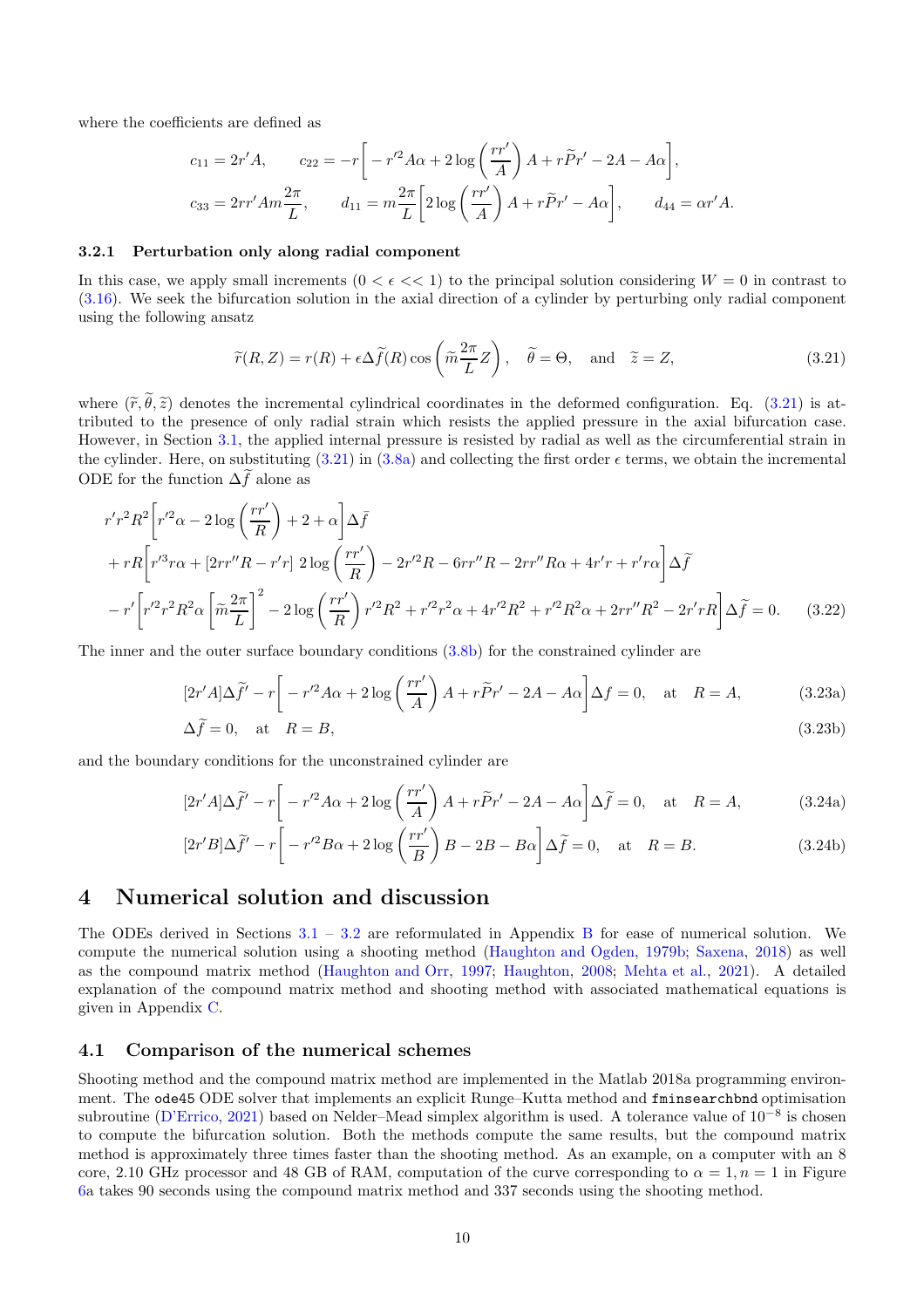where the coefficients are defined as

$$c_{11} = 2r'A, \qquad c_{22} = -r\left[ -r'^2 A\alpha + 2\log\left(\frac{rr'}{A}\right)A + r\widetilde{P}r' - 2A - A\alpha \right],$$

$$c_{33} = 2rr'Am\frac{2\pi}{L}, \qquad d_{11} = m\frac{2\pi}{L}\left[ 2\log\left(\frac{rr'}{A}\right)A + r\widetilde{P}r' - A\alpha \right], \qquad d_{44} = \alpha r' A.$$

### 3.2.1 Perturbation only along radial component

In this case, we apply small increments ($0 < \epsilon << 1$) to the principal solution considering $W = 0$ in contrast to (3.16). We seek the bifurcation solution in the axial direction of a cylinder by perturbing only radial component using the following ansatz

$$\widetilde{r}(R,Z) = r(R) + \epsilon \Delta\widetilde{f}(R)\cos\left(\widetilde{m}\frac{2\pi}{L}Z\right), \quad \widetilde{\theta} = \Theta, \quad \text{and} \quad \widetilde{z} = Z, \tag{3.21}$$

where $(\widetilde{r}, \widetilde{\theta}, \widetilde{z})$ denotes the incremental cylindrical coordinates in the deformed configuration. Eq. (3.21) is attributed to the presence of only radial strain which resists the applied pressure in the axial bifurcation case. However, in Section 3.1, the applied internal pressure is resisted by radial as well as the circumferential strain in the cylinder. Here, on substituting (3.21) in (3.8a) and collecting the first order $\epsilon$ terms, we obtain the incremental ODE for the function $\Delta\widetilde{f}$ alone as

$$\begin{aligned}
& r' r^2 R^2 \left[ r'^2\alpha - 2\log\left(\frac{rr'}{R}\right) + 2 + \alpha \right] \Delta\bar{f} \\
& + rR\left[ r'^3 r\alpha + [2rr''R - r'r]\; 2\log\left(\frac{rr'}{R}\right) - 2r'^2 R - 6rr''R - 2rr''R\alpha + 4r'r + r'r\alpha \right]\Delta\widetilde{f} \\
& - r'\left[ r'^2 r^2 R^2 \alpha \left[\widetilde{m}\frac{2\pi}{L}\right]^2 - 2\log\left(\frac{rr'}{R}\right) r'^2 R^2 + r'^2 r^2 \alpha + 4r'^2 R^2 + r'^2 R^2 \alpha + 2rr'' R^2 - 2r' rR \right]\Delta\widetilde{f} = 0.
\end{aligned} \tag{3.22}$$

The inner and the outer surface boundary conditions (3.8b) for the constrained cylinder are

$$[2r'A]\Delta\widetilde{f}' - r\left[ -r'^2 A\alpha + 2\log\left(\frac{rr'}{A}\right)A + r\widetilde{P}r' - 2A - A\alpha \right]\Delta f = 0, \quad \text{at} \quad R = A, \tag{3.23a}$$

$$\Delta\widetilde{f} = 0, \quad \text{at} \quad R = B, \tag{3.23b}$$

and the boundary conditions for the unconstrained cylinder are

$$[2r'A]\Delta\widetilde{f}' - r\left[ -r'^2 A\alpha + 2\log\left(\frac{rr'}{A}\right)A + r\widetilde{P}r' - 2A - A\alpha \right]\Delta\widetilde{f} = 0, \quad \text{at} \quad R = A, \tag{3.24a}$$

$$[2r'B]\Delta\widetilde{f}' - r\left[ -r'^2 B\alpha + 2\log\left(\frac{rr'}{B}\right)B - 2B - B\alpha \right]\Delta\widetilde{f} = 0, \quad \text{at} \quad R = B. \tag{3.24b}$$

# 4 Numerical solution and discussion

The ODEs derived in Sections 3.1 – 3.2 are reformulated in Appendix B for ease of numerical solution. We compute the numerical solution using a shooting method (Haughton and Ogden, 1979b; Saxena, 2018) as well as the compound matrix method (Haughton and Orr, 1997; Haughton, 2008; Mehta et al., 2021). A detailed explanation of the compound matrix method and shooting method with associated mathematical equations is given in Appendix C.

## 4.1 Comparison of the numerical schemes

Shooting method and the compound matrix method are implemented in the Matlab 2018a programming environment. The `ode45` ODE solver that implements an explicit Runge–Kutta method and `fminsearchbnd` optimisation subroutine (D'Errico, 2021) based on Nelder–Mead simplex algorithm is used. A tolerance value of $10^{-8}$ is chosen to compute the bifurcation solution. Both the methods compute the same results, but the compound matrix method is approximately three times faster than the shooting method. As an example, on a computer with an 8 core, 2.10 GHz processor and 48 GB of RAM, computation of the curve corresponding to $\alpha = 1, n = 1$ in Figure 6a takes 90 seconds using the compound matrix method and 337 seconds using the shooting method.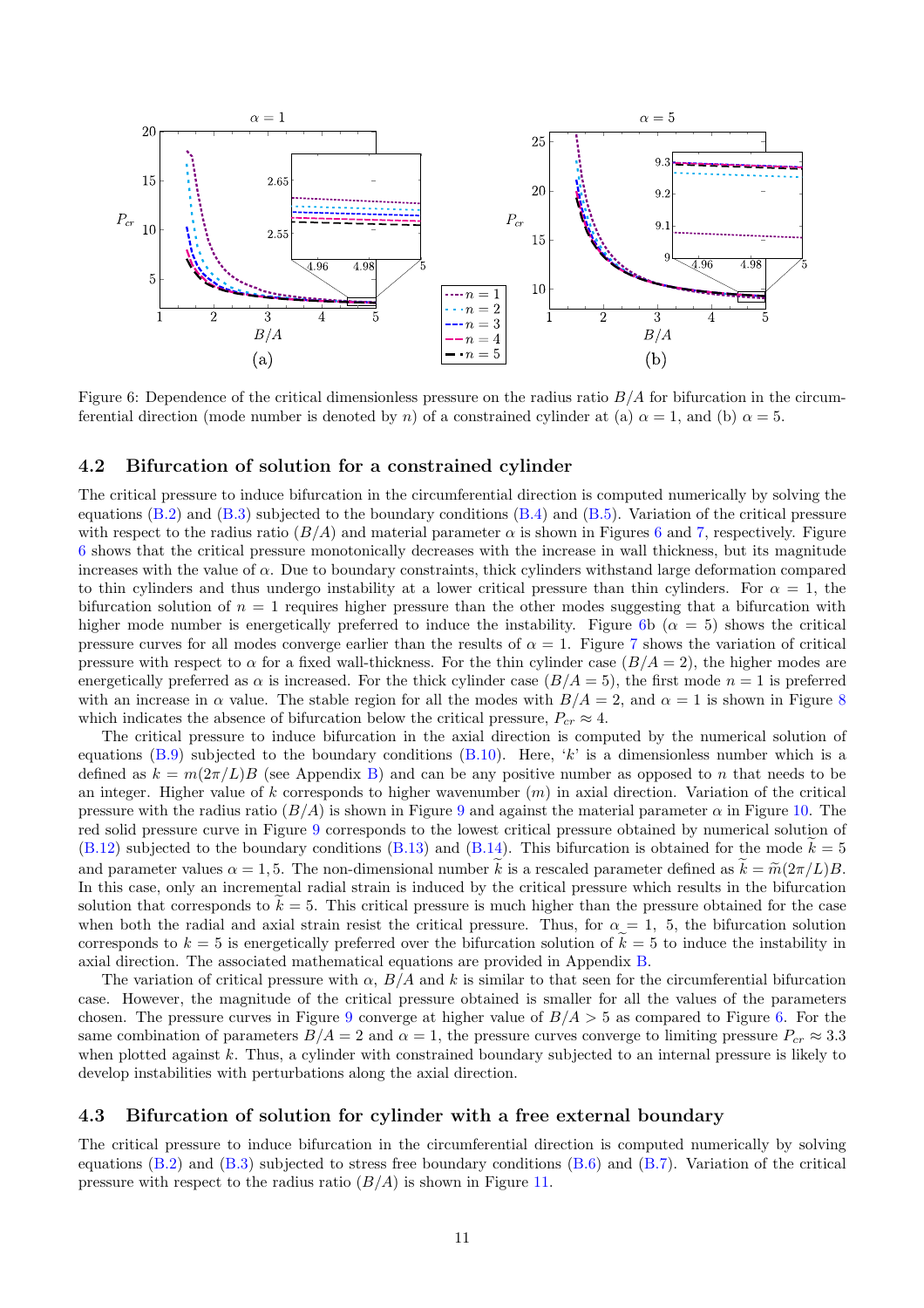Figure 6: Dependence of the critical dimensionless pressure on the radius ratio $B/A$ for bifurcation in the circumferential direction (mode number is denoted by $n$) of a constrained cylinder at (a) $\alpha = 1$, and (b) $\alpha = 5$.

### 4.2 Bifurcation of solution for a constrained cylinder

The critical pressure to induce bifurcation in the circumferential direction is computed numerically by solving the equations (B.2) and (B.3) subjected to the boundary conditions (B.4) and (B.5). Variation of the critical pressure with respect to the radius ratio ($B/A$) and material parameter $\alpha$ is shown in Figures 6 and 7, respectively. Figure 6 shows that the critical pressure monotonically decreases with the increase in wall thickness, but its magnitude increases with the value of $\alpha$. Due to boundary constraints, thick cylinders withstand large deformation compared to thin cylinders and thus undergo instability at a lower critical pressure than thin cylinders. For $\alpha = 1$, the bifurcation solution of $n = 1$ requires higher pressure than the other modes suggesting that a bifurcation with higher mode number is energetically preferred to induce the instability. Figure 6b ($\alpha = 5$) shows the critical pressure curves for all modes converge earlier than the results of $\alpha = 1$. Figure 7 shows the variation of critical pressure with respect to $\alpha$ for a fixed wall-thickness. For the thin cylinder case ($B/A = 2$), the higher modes are energetically preferred as $\alpha$ is increased. For the thick cylinder case ($B/A = 5$), the first mode $n = 1$ is preferred with an increase in $\alpha$ value. The stable region for all the modes with $B/A = 2$, and $\alpha = 1$ is shown in Figure 8 which indicates the absence of bifurcation below the critical pressure, $P_{cr} \approx 4$.

The critical pressure to induce bifurcation in the axial direction is computed by the numerical solution of equations (B.9) subjected to the boundary conditions (B.10). Here, '$k$' is a dimensionless number which is a defined as $k = m(2\pi/L)B$ (see Appendix B) and can be any positive number as opposed to $n$ that needs to be an integer. Higher value of $k$ corresponds to higher wavenumber ($m$) in axial direction. Variation of the critical pressure with the radius ratio ($B/A$) is shown in Figure 9 and against the material parameter $\alpha$ in Figure 10. The red solid pressure curve in Figure 9 corresponds to the lowest critical pressure obtained by numerical solution of (B.12) subjected to the boundary conditions (B.13) and (B.14). This bifurcation is obtained for the mode $\widetilde{k} = 5$ and parameter values $\alpha = 1, 5$. The non-dimensional number $\widetilde{k}$ is a rescaled parameter defined as $\widetilde{k} = \widetilde{m}(2\pi/L)B$. In this case, only an incremental radial strain is induced by the critical pressure which results in the bifurcation solution that corresponds to $\widetilde{k} = 5$. This critical pressure is much higher than the pressure obtained for the case when both the radial and axial strain resist the critical pressure. Thus, for $\alpha = 1,\ 5$, the bifurcation solution corresponds to $k = 5$ is energetically preferred over the bifurcation solution of $\widetilde{k} = 5$ to induce the instability in axial direction. The associated mathematical equations are provided in Appendix B.

The variation of critical pressure with $\alpha$, $B/A$ and $k$ is similar to that seen for the circumferential bifurcation case. However, the magnitude of the critical pressure obtained is smaller for all the values of the parameters chosen. The pressure curves in Figure 9 converge at higher value of $B/A > 5$ as compared to Figure 6. For the same combination of parameters $B/A = 2$ and $\alpha = 1$, the pressure curves converge to limiting pressure $P_{cr} \approx 3.3$ when plotted against $k$. Thus, a cylinder with constrained boundary subjected to an internal pressure is likely to develop instabilities with perturbations along the axial direction.

### 4.3 Bifurcation of solution for cylinder with a free external boundary

The critical pressure to induce bifurcation in the circumferential direction is computed numerically by solving equations (B.2) and (B.3) subjected to stress free boundary conditions (B.6) and (B.7). Variation of the critical pressure with respect to the radius ratio ($B/A$) is shown in Figure 11.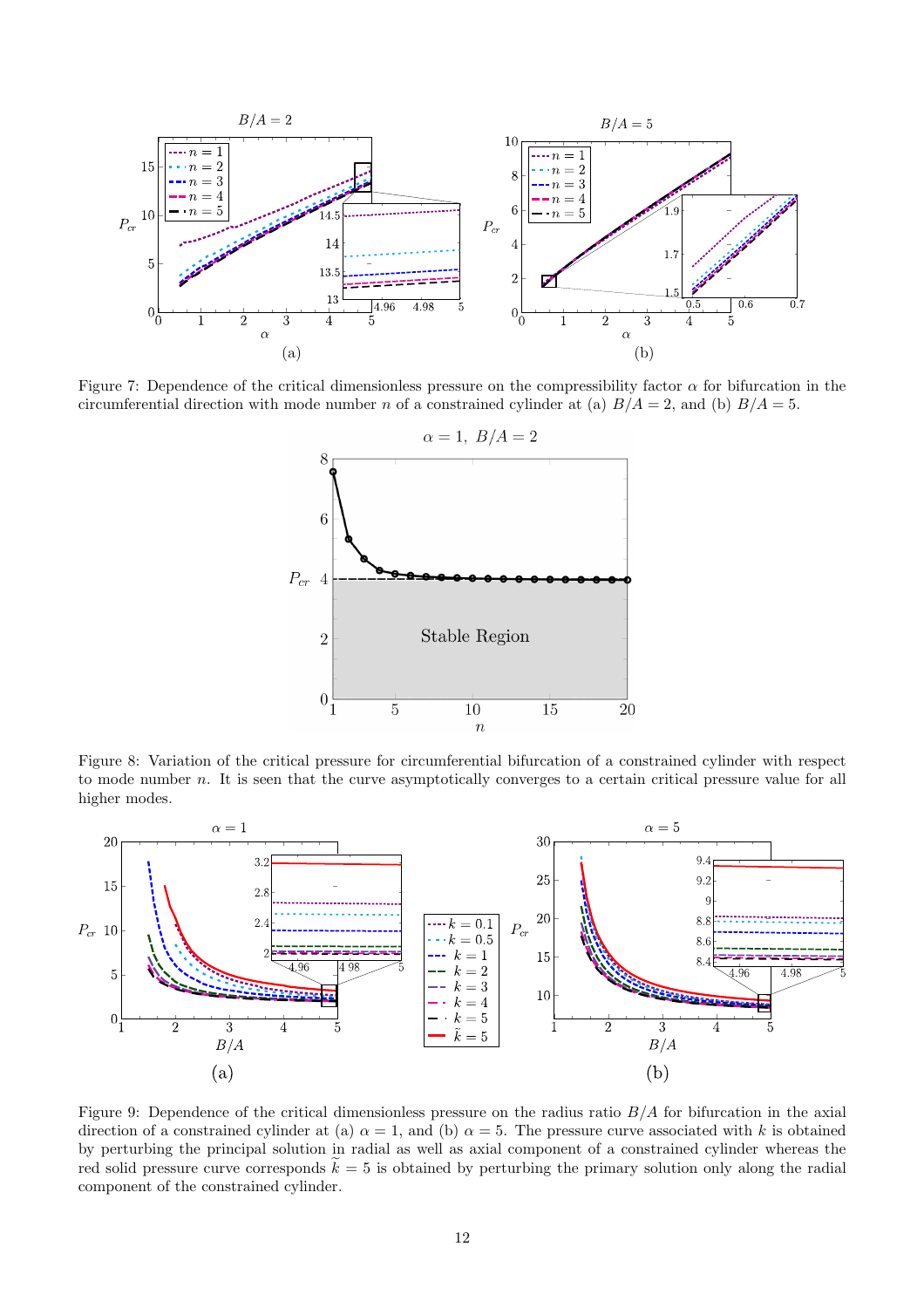Figure 7: Dependence of the critical dimensionless pressure on the compressibility factor $\alpha$ for bifurcation in the circumferential direction with mode number $n$ of a constrained cylinder at (a) $B/A = 2$, and (b) $B/A = 5$.

Figure 8: Variation of the critical pressure for circumferential bifurcation of a constrained cylinder with respect to mode number $n$. It is seen that the curve asymptotically converges to a certain critical pressure value for all higher modes.

Figure 9: Dependence of the critical dimensionless pressure on the radius ratio $B/A$ for bifurcation in the axial direction of a constrained cylinder at (a) $\alpha = 1$, and (b) $\alpha = 5$. The pressure curve associated with $k$ is obtained by perturbing the principal solution in radial as well as axial component of a constrained cylinder whereas the red solid pressure curve corresponds $\widetilde{k} = 5$ is obtained by perturbing the primary solution only along the radial component of the constrained cylinder.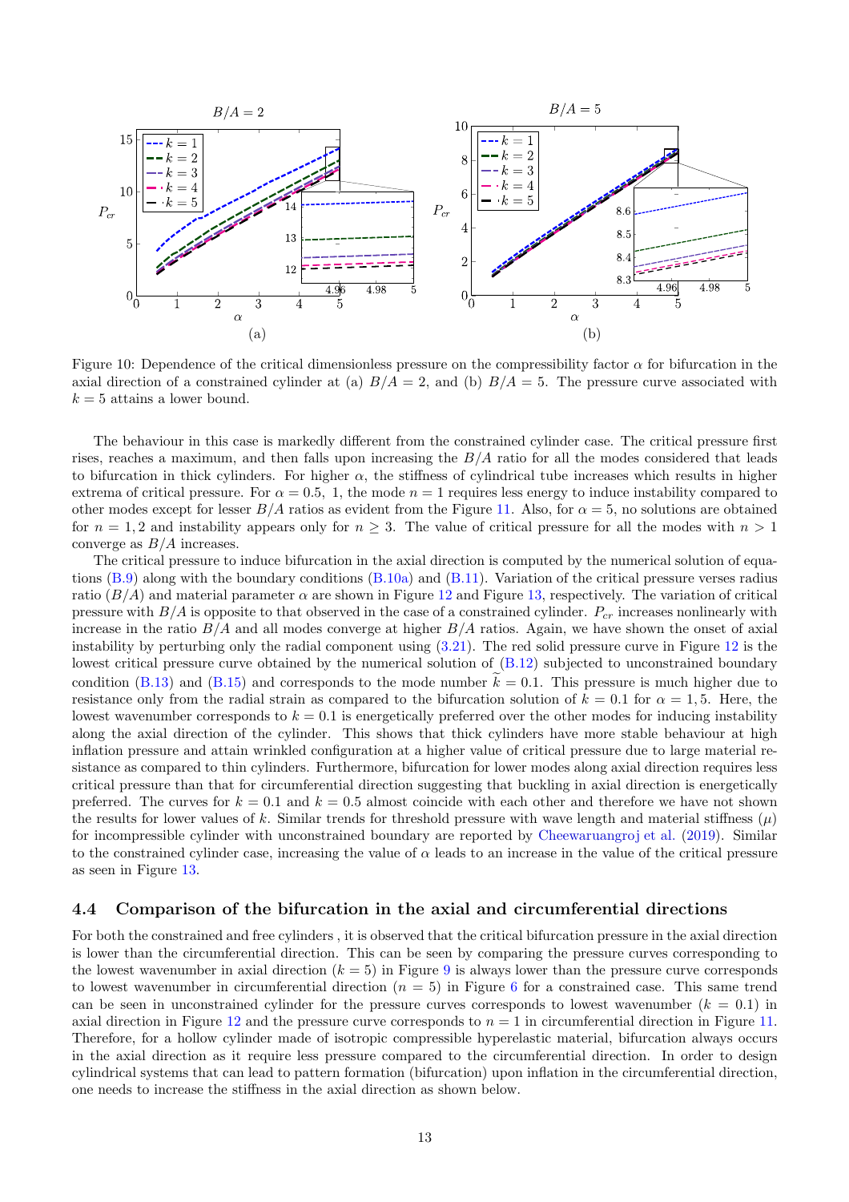Figure 10: Dependence of the critical dimensionless pressure on the compressibility factor $\alpha$ for bifurcation in the axial direction of a constrained cylinder at (a) $B/A = 2$, and (b) $B/A = 5$. The pressure curve associated with $k = 5$ attains a lower bound.

The behaviour in this case is markedly different from the constrained cylinder case. The critical pressure first rises, reaches a maximum, and then falls upon increasing the $B/A$ ratio for all the modes considered that leads to bifurcation in thick cylinders. For higher $\alpha$, the stiffness of cylindrical tube increases which results in higher extrema of critical pressure. For $\alpha = 0.5,\ 1$, the mode $n = 1$ requires less energy to induce instability compared to other modes except for lesser $B/A$ ratios as evident from the Figure 11. Also, for $\alpha = 5$, no solutions are obtained for $n = 1, 2$ and instability appears only for $n \geq 3$. The value of critical pressure for all the modes with $n > 1$ converge as $B/A$ increases.

The critical pressure to induce bifurcation in the axial direction is computed by the numerical solution of equations (B.9) along with the boundary conditions (B.10a) and (B.11). Variation of the critical pressure verses radius ratio ($B/A$) and material parameter $\alpha$ are shown in Figure 12 and Figure 13, respectively. The variation of critical pressure with $B/A$ is opposite to that observed in the case of a constrained cylinder. $P_{cr}$ increases nonlinearly with increase in the ratio $B/A$ and all modes converge at higher $B/A$ ratios. Again, we have shown the onset of axial instability by perturbing only the radial component using (3.21). The red solid pressure curve in Figure 12 is the lowest critical pressure curve obtained by the numerical solution of (B.12) subjected to unconstrained boundary condition (B.13) and (B.15) and corresponds to the mode number $\widetilde{k} = 0.1$. This pressure is much higher due to resistance only from the radial strain as compared to the bifurcation solution of $k = 0.1$ for $\alpha = 1, 5$. Here, the lowest wavenumber corresponds to $k = 0.1$ is energetically preferred over the other modes for inducing instability along the axial direction of the cylinder. This shows that thick cylinders have more stable behaviour at high inflation pressure and attain wrinkled configuration at a higher value of critical pressure due to large material resistance as compared to thin cylinders. Furthermore, bifurcation for lower modes along axial direction requires less critical pressure than that for circumferential direction suggesting that buckling in axial direction is energetically preferred. The curves for $k = 0.1$ and $k = 0.5$ almost coincide with each other and therefore we have not shown the results for lower values of $k$. Similar trends for threshold pressure with wave length and material stiffness ($\mu$) for incompressible cylinder with unconstrained boundary are reported by Cheewaruangroj et al. (2019). Similar to the constrained cylinder case, increasing the value of $\alpha$ leads to an increase in the value of the critical pressure as seen in Figure 13.

## 4.4 Comparison of the bifurcation in the axial and circumferential directions

For both the constrained and free cylinders , it is observed that the critical bifurcation pressure in the axial direction is lower than the circumferential direction. This can be seen by comparing the pressure curves corresponding to the lowest wavenumber in axial direction ($k = 5$) in Figure 9 is always lower than the pressure curve corresponds to lowest wavenumber in circumferential direction ($n = 5$) in Figure 6 for a constrained case. This same trend can be seen in unconstrained cylinder for the pressure curves corresponds to lowest wavenumber ($k = 0.1$) in axial direction in Figure 12 and the pressure curve corresponds to $n = 1$ in circumferential direction in Figure 11. Therefore, for a hollow cylinder made of isotropic compressible hyperelastic material, bifurcation always occurs in the axial direction as it require less pressure compared to the circumferential direction. In order to design cylindrical systems that can lead to pattern formation (bifurcation) upon inflation in the circumferential direction, one needs to increase the stiffness in the axial direction as shown below.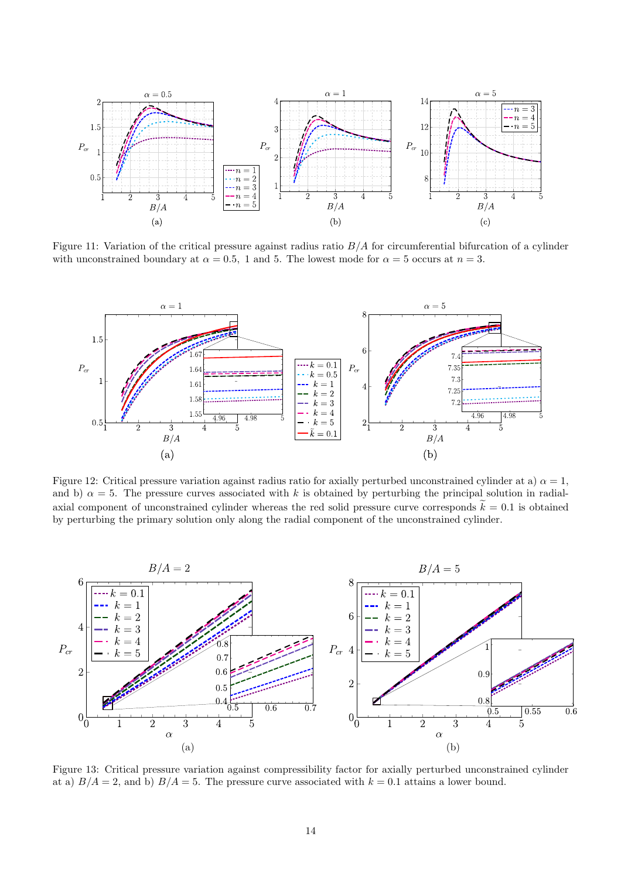Figure 11: Variation of the critical pressure against radius ratio $B/A$ for circumferential bifurcation of a cylinder with unconstrained boundary at $\alpha = 0.5$, 1 and 5. The lowest mode for $\alpha = 5$ occurs at $n = 3$.

Figure 12: Critical pressure variation against radius ratio for axially perturbed unconstrained cylinder at a) $\alpha = 1$, and b) $\alpha = 5$. The pressure curves associated with $k$ is obtained by perturbing the principal solution in radial-axial component of unconstrained cylinder whereas the red solid pressure curve corresponds $\widetilde{k} = 0.1$ is obtained by perturbing the primary solution only along the radial component of the unconstrained cylinder.

Figure 13: Critical pressure variation against compressibility factor for axially perturbed unconstrained cylinder at a) $B/A = 2$, and b) $B/A = 5$. The pressure curve associated with $k = 0.1$ attains a lower bound.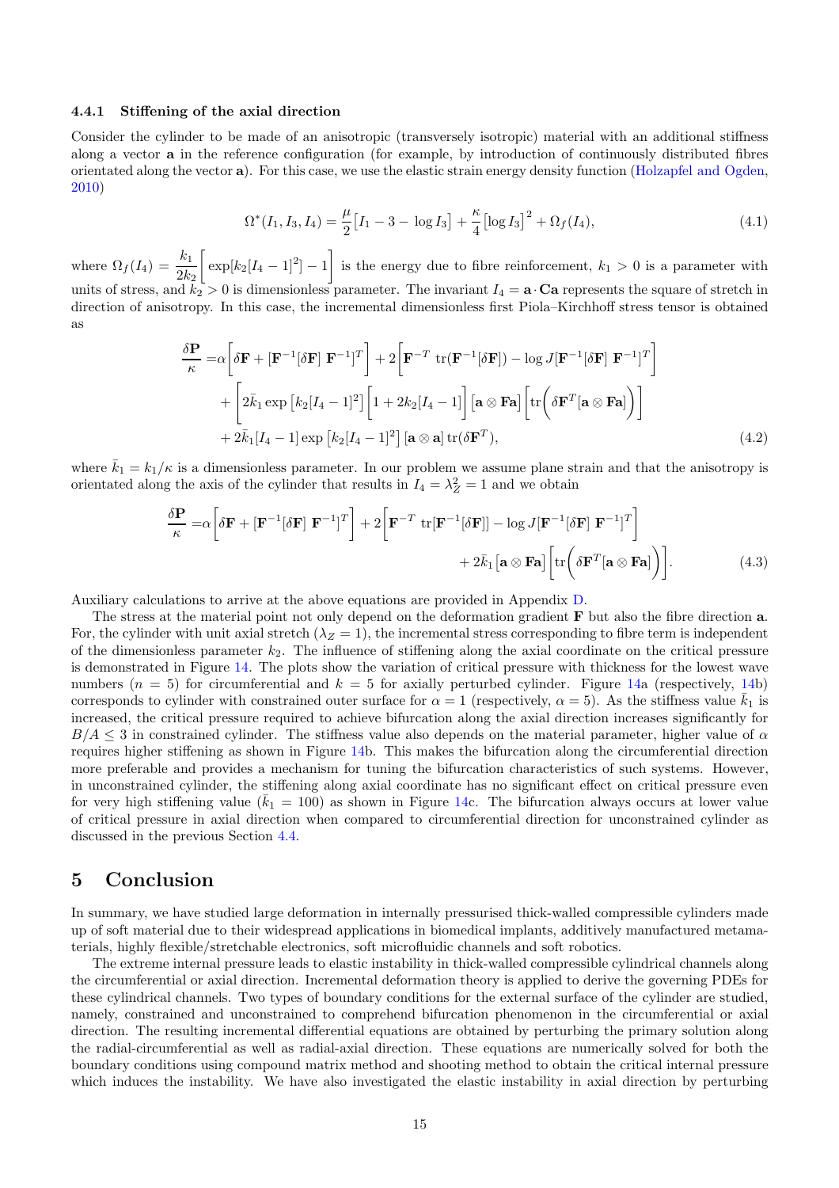#### 4.4.1 Stiffening of the axial direction

Consider the cylinder to be made of an anisotropic (transversely isotropic) material with an additional stiffness along a vector $\mathbf{a}$ in the reference configuration (for example, by introduction of continuously distributed fibres orientated along the vector $\mathbf{a}$). For this case, we use the elastic strain energy density function (Holzapfel and Ogden, 2010)

$$\Omega^*(I_1, I_3, I_4) = \frac{\mu}{2}\big[I_1 - 3 - \log I_3\big] + \frac{\kappa}{4}\big[\log I_3\big]^2 + \Omega_f(I_4), \tag{4.1}$$

where $\Omega_f(I_4) = \dfrac{k_1}{2k_2}\bigg[\exp[k_2[I_4-1]^2] - 1\bigg]$ is the energy due to fibre reinforcement, $k_1 > 0$ is a parameter with units of stress, and $k_2 > 0$ is dimensionless parameter. The invariant $I_4 = \mathbf{a}\cdot\mathbf{Ca}$ represents the square of stretch in direction of anisotropy. In this case, the incremental dimensionless first Piola–Kirchhoff stress tensor is obtained as

$$\begin{aligned}
\frac{\delta\mathbf{P}}{\kappa} =& \alpha\bigg[\delta\mathbf{F} + [\mathbf{F}^{-1}[\delta\mathbf{F}]\ \mathbf{F}^{-1}]^T\bigg] + 2\bigg[\mathbf{F}^{-T}\ \mathrm{tr}(\mathbf{F}^{-1}[\delta\mathbf{F}]) - \log J[\mathbf{F}^{-1}[\delta\mathbf{F}]\ \mathbf{F}^{-1}]^T\bigg] \\
&+ \bigg[2\bar{k}_1 \exp\big[k_2[I_4-1]^2\big]\bigg[1 + 2k_2[I_4-1]\bigg]\big[\mathbf{a}\otimes\mathbf{Fa}\big]\bigg[\mathrm{tr}\bigg(\delta\mathbf{F}^T[\mathbf{a}\otimes\mathbf{Fa}]\bigg)\bigg] \\
&+ 2\bar{k}_1[I_4-1]\exp\big[k_2[I_4-1]^2\big]\,[\mathbf{a}\otimes\mathbf{a}]\,\mathrm{tr}(\delta\mathbf{F}^T),
\end{aligned} \tag{4.2}$$

where $\bar{k}_1 = k_1/\kappa$ is a dimensionless parameter. In our problem we assume plane strain and that the anisotropy is orientated along the axis of the cylinder that results in $I_4 = \lambda_Z^2 = 1$ and we obtain

$$\begin{aligned}
\frac{\delta\mathbf{P}}{\kappa} =& \alpha\bigg[\delta\mathbf{F} + [\mathbf{F}^{-1}[\delta\mathbf{F}]\ \mathbf{F}^{-1}]^T\bigg] + 2\bigg[\mathbf{F}^{-T}\ \mathrm{tr}[\mathbf{F}^{-1}[\delta\mathbf{F}]] - \log J[\mathbf{F}^{-1}[\delta\mathbf{F}]\ \mathbf{F}^{-1}]^T\bigg] \\
&+ 2\bar{k}_1\big[\mathbf{a}\otimes\mathbf{Fa}\big]\bigg[\mathrm{tr}\bigg(\delta\mathbf{F}^T[\mathbf{a}\otimes\mathbf{Fa}]\bigg)\bigg].
\end{aligned} \tag{4.3}$$

Auxiliary calculations to arrive at the above equations are provided in Appendix D.

The stress at the material point not only depend on the deformation gradient $\mathbf{F}$ but also the fibre direction $\mathbf{a}$. For, the cylinder with unit axial stretch ($\lambda_Z = 1$), the incremental stress corresponding to fibre term is independent of the dimensionless parameter $k_2$. The influence of stiffening along the axial coordinate on the critical pressure is demonstrated in Figure 14. The plots show the variation of critical pressure with thickness for the lowest wave numbers ($n = 5$) for circumferential and $k = 5$ for axially perturbed cylinder. Figure 14a (respectively, 14b) corresponds to cylinder with constrained outer surface for $\alpha = 1$ (respectively, $\alpha = 5$). As the stiffness value $\bar{k}_1$ is increased, the critical pressure required to achieve bifurcation along the axial direction increases significantly for $B/A \leq 3$ in constrained cylinder. The stiffness value also depends on the material parameter, higher value of $\alpha$ requires higher stiffening as shown in Figure 14b. This makes the bifurcation along the circumferential direction more preferable and provides a mechanism for tuning the bifurcation characteristics of such systems. However, in unconstrained cylinder, the stiffening along axial coordinate has no significant effect on critical pressure even for very high stiffening value ($\bar{k}_1 = 100$) as shown in Figure 14c. The bifurcation always occurs at lower value of critical pressure in axial direction when compared to circumferential direction for unconstrained cylinder as discussed in the previous Section 4.4.

## 5 Conclusion

In summary, we have studied large deformation in internally pressurised thick-walled compressible cylinders made up of soft material due to their widespread applications in biomedical implants, additively manufactured metamaterials, highly flexible/stretchable electronics, soft microfluidic channels and soft robotics.

The extreme internal pressure leads to elastic instability in thick-walled compressible cylindrical channels along the circumferential or axial direction. Incremental deformation theory is applied to derive the governing PDEs for these cylindrical channels. Two types of boundary conditions for the external surface of the cylinder are studied, namely, constrained and unconstrained to comprehend bifurcation phenomenon in the circumferential or axial direction. The resulting incremental differential equations are obtained by perturbing the primary solution along the radial-circumferential as well as radial-axial direction. These equations are numerically solved for both the boundary conditions using compound matrix method and shooting method to obtain the critical internal pressure which induces the instability. We have also investigated the elastic instability in axial direction by perturbing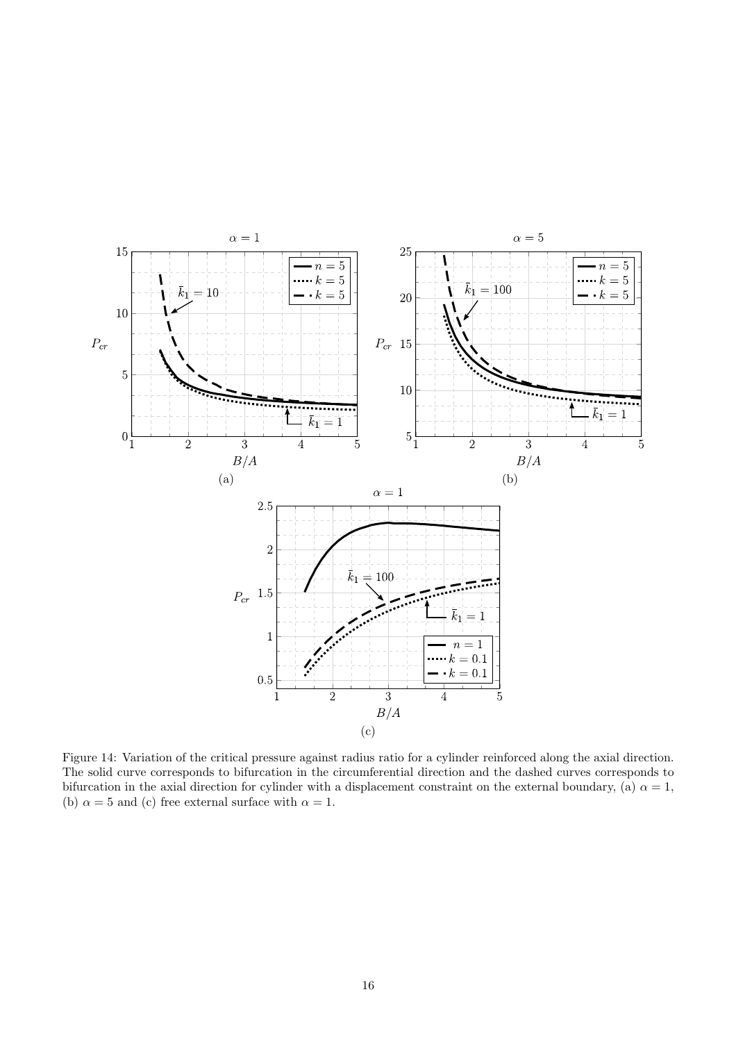Figure 14: Variation of the critical pressure against radius ratio for a cylinder reinforced along the axial direction. The solid curve corresponds to bifurcation in the circumferential direction and the dashed curves corresponds to bifurcation in the axial direction for cylinder with a displacement constraint on the external boundary, (a) $\alpha = 1$, (b) $\alpha = 5$ and (c) free external surface with $\alpha = 1$.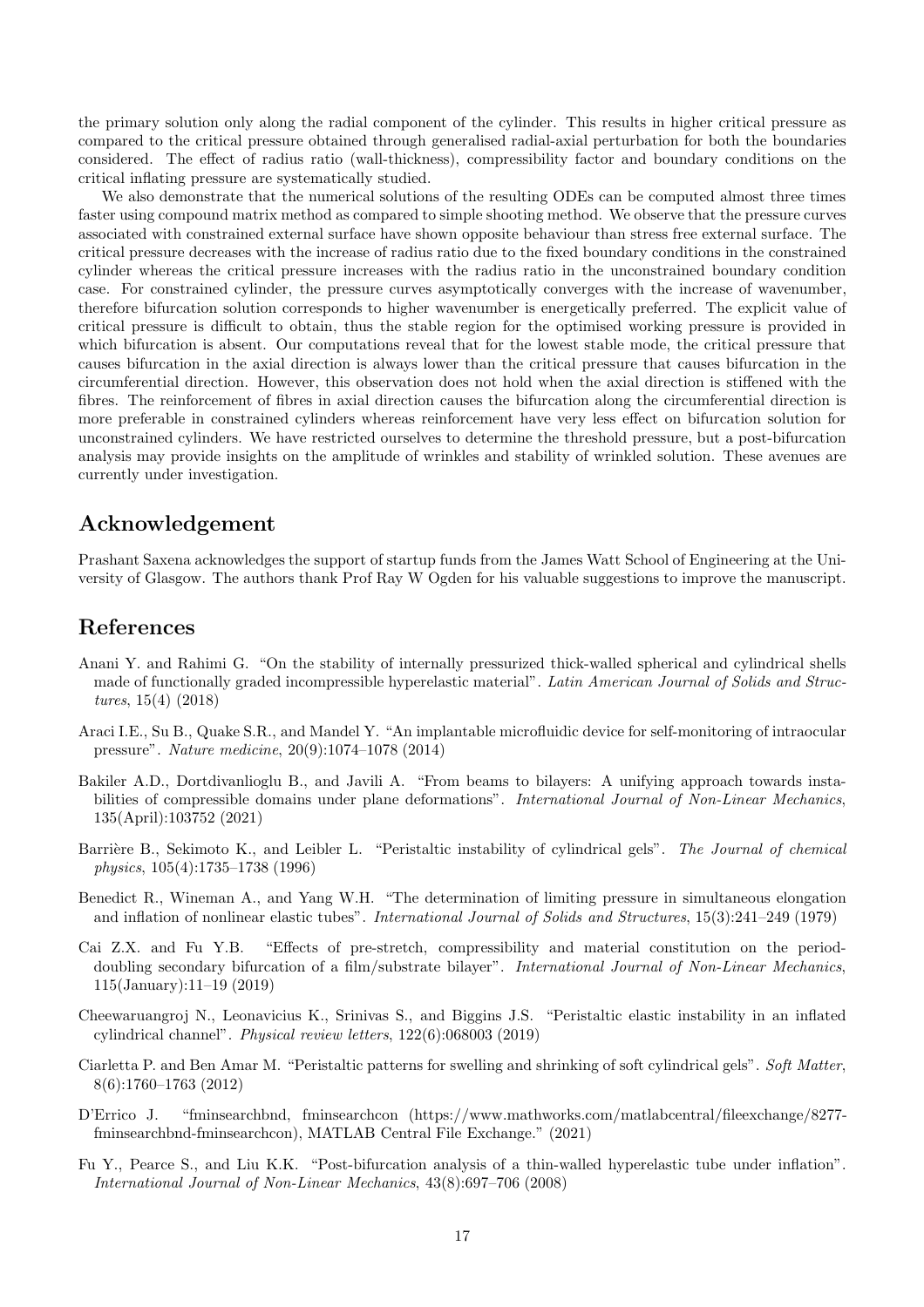the primary solution only along the radial component of the cylinder. This results in higher critical pressure as compared to the critical pressure obtained through generalised radial-axial perturbation for both the boundaries considered. The effect of radius ratio (wall-thickness), compressibility factor and boundary conditions on the critical inflating pressure are systematically studied.

We also demonstrate that the numerical solutions of the resulting ODEs can be computed almost three times faster using compound matrix method as compared to simple shooting method. We observe that the pressure curves associated with constrained external surface have shown opposite behaviour than stress free external surface. The critical pressure decreases with the increase of radius ratio due to the fixed boundary conditions in the constrained cylinder whereas the critical pressure increases with the radius ratio in the unconstrained boundary condition case. For constrained cylinder, the pressure curves asymptotically converges with the increase of wavenumber, therefore bifurcation solution corresponds to higher wavenumber is energetically preferred. The explicit value of critical pressure is difficult to obtain, thus the stable region for the optimised working pressure is provided in which bifurcation is absent. Our computations reveal that for the lowest stable mode, the critical pressure that causes bifurcation in the axial direction is always lower than the critical pressure that causes bifurcation in the circumferential direction. However, this observation does not hold when the axial direction is stiffened with the fibres. The reinforcement of fibres in axial direction causes the bifurcation along the circumferential direction is more preferable in constrained cylinders whereas reinforcement have very less effect on bifurcation solution for unconstrained cylinders. We have restricted ourselves to determine the threshold pressure, but a post-bifurcation analysis may provide insights on the amplitude of wrinkles and stability of wrinkled solution. These avenues are currently under investigation.

# Acknowledgement

Prashant Saxena acknowledges the support of startup funds from the James Watt School of Engineering at the University of Glasgow. The authors thank Prof Ray W Ogden for his valuable suggestions to improve the manuscript.

# References

Anani Y. and Rahimi G. "On the stability of internally pressurized thick-walled spherical and cylindrical shells made of functionally graded incompressible hyperelastic material". *Latin American Journal of Solids and Structures*, 15(4) (2018)

Araci I.E., Su B., Quake S.R., and Mandel Y. "An implantable microfluidic device for self-monitoring of intraocular pressure". *Nature medicine*, 20(9):1074–1078 (2014)

Bakiler A.D., Dortdivanlioglu B., and Javili A. "From beams to bilayers: A unifying approach towards instabilities of compressible domains under plane deformations". *International Journal of Non-Linear Mechanics*, 135(April):103752 (2021)

Barrière B., Sekimoto K., and Leibler L. "Peristaltic instability of cylindrical gels". *The Journal of chemical physics*, 105(4):1735–1738 (1996)

Benedict R., Wineman A., and Yang W.H. "The determination of limiting pressure in simultaneous elongation and inflation of nonlinear elastic tubes". *International Journal of Solids and Structures*, 15(3):241–249 (1979)

Cai Z.X. and Fu Y.B. "Effects of pre-stretch, compressibility and material constitution on the period-doubling secondary bifurcation of a film/substrate bilayer". *International Journal of Non-Linear Mechanics*, 115(January):11–19 (2019)

Cheewaruangroj N., Leonavicius K., Srinivas S., and Biggins J.S. "Peristaltic elastic instability in an inflated cylindrical channel". *Physical review letters*, 122(6):068003 (2019)

Ciarletta P. and Ben Amar M. "Peristaltic patterns for swelling and shrinking of soft cylindrical gels". *Soft Matter*, 8(6):1760–1763 (2012)

D'Errico J. "fminsearchbnd, fminsearchcon (https://www.mathworks.com/matlabcentral/fileexchange/8277-fminsearchbnd-fminsearchcon), MATLAB Central File Exchange." (2021)

Fu Y., Pearce S., and Liu K.K. "Post-bifurcation analysis of a thin-walled hyperelastic tube under inflation". *International Journal of Non-Linear Mechanics*, 43(8):697–706 (2008)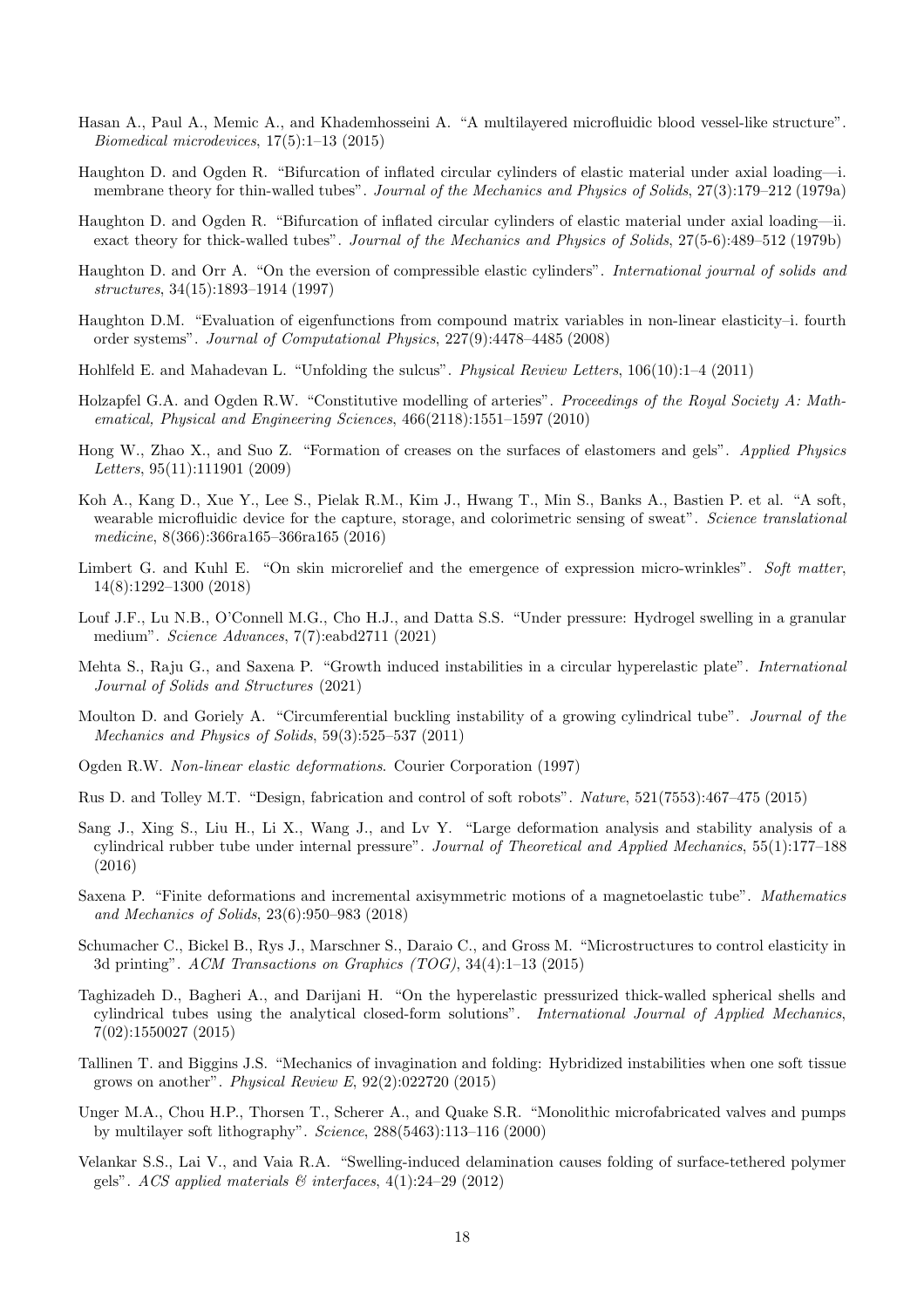Hasan A., Paul A., Memic A., and Khademhosseini A. "A multilayered microfluidic blood vessel-like structure". *Biomedical microdevices*, 17(5):1–13 (2015)

Haughton D. and Ogden R. "Bifurcation of inflated circular cylinders of elastic material under axial loading—i. membrane theory for thin-walled tubes". *Journal of the Mechanics and Physics of Solids*, 27(3):179–212 (1979a)

Haughton D. and Ogden R. "Bifurcation of inflated circular cylinders of elastic material under axial loading—ii. exact theory for thick-walled tubes". *Journal of the Mechanics and Physics of Solids*, 27(5-6):489–512 (1979b)

Haughton D. and Orr A. "On the eversion of compressible elastic cylinders". *International journal of solids and structures*, 34(15):1893–1914 (1997)

Haughton D.M. "Evaluation of eigenfunctions from compound matrix variables in non-linear elasticity–i. fourth order systems". *Journal of Computational Physics*, 227(9):4478–4485 (2008)

Hohlfeld E. and Mahadevan L. "Unfolding the sulcus". *Physical Review Letters*, 106(10):1–4 (2011)

Holzapfel G.A. and Ogden R.W. "Constitutive modelling of arteries". *Proceedings of the Royal Society A: Mathematical, Physical and Engineering Sciences*, 466(2118):1551–1597 (2010)

Hong W., Zhao X., and Suo Z. "Formation of creases on the surfaces of elastomers and gels". *Applied Physics Letters*, 95(11):111901 (2009)

Koh A., Kang D., Xue Y., Lee S., Pielak R.M., Kim J., Hwang T., Min S., Banks A., Bastien P. et al. "A soft, wearable microfluidic device for the capture, storage, and colorimetric sensing of sweat". *Science translational medicine*, 8(366):366ra165–366ra165 (2016)

Limbert G. and Kuhl E. "On skin microrelief and the emergence of expression micro-wrinkles". *Soft matter*, 14(8):1292–1300 (2018)

Louf J.F., Lu N.B., O'Connell M.G., Cho H.J., and Datta S.S. "Under pressure: Hydrogel swelling in a granular medium". *Science Advances*, 7(7):eabd2711 (2021)

Mehta S., Raju G., and Saxena P. "Growth induced instabilities in a circular hyperelastic plate". *International Journal of Solids and Structures* (2021)

Moulton D. and Goriely A. "Circumferential buckling instability of a growing cylindrical tube". *Journal of the Mechanics and Physics of Solids*, 59(3):525–537 (2011)

Ogden R.W. *Non-linear elastic deformations*. Courier Corporation (1997)

Rus D. and Tolley M.T. "Design, fabrication and control of soft robots". *Nature*, 521(7553):467–475 (2015)

Sang J., Xing S., Liu H., Li X., Wang J., and Lv Y. "Large deformation analysis and stability analysis of a cylindrical rubber tube under internal pressure". *Journal of Theoretical and Applied Mechanics*, 55(1):177–188 (2016)

Saxena P. "Finite deformations and incremental axisymmetric motions of a magnetoelastic tube". *Mathematics and Mechanics of Solids*, 23(6):950–983 (2018)

Schumacher C., Bickel B., Rys J., Marschner S., Daraio C., and Gross M. "Microstructures to control elasticity in 3d printing". *ACM Transactions on Graphics (TOG)*, 34(4):1–13 (2015)

Taghizadeh D., Bagheri A., and Darijani H. "On the hyperelastic pressurized thick-walled spherical shells and cylindrical tubes using the analytical closed-form solutions". *International Journal of Applied Mechanics*, 7(02):1550027 (2015)

Tallinen T. and Biggins J.S. "Mechanics of invagination and folding: Hybridized instabilities when one soft tissue grows on another". *Physical Review E*, 92(2):022720 (2015)

Unger M.A., Chou H.P., Thorsen T., Scherer A., and Quake S.R. "Monolithic microfabricated valves and pumps by multilayer soft lithography". *Science*, 288(5463):113–116 (2000)

Velankar S.S., Lai V., and Vaia R.A. "Swelling-induced delamination causes folding of surface-tethered polymer gels". *ACS applied materials & interfaces*, 4(1):24–29 (2012)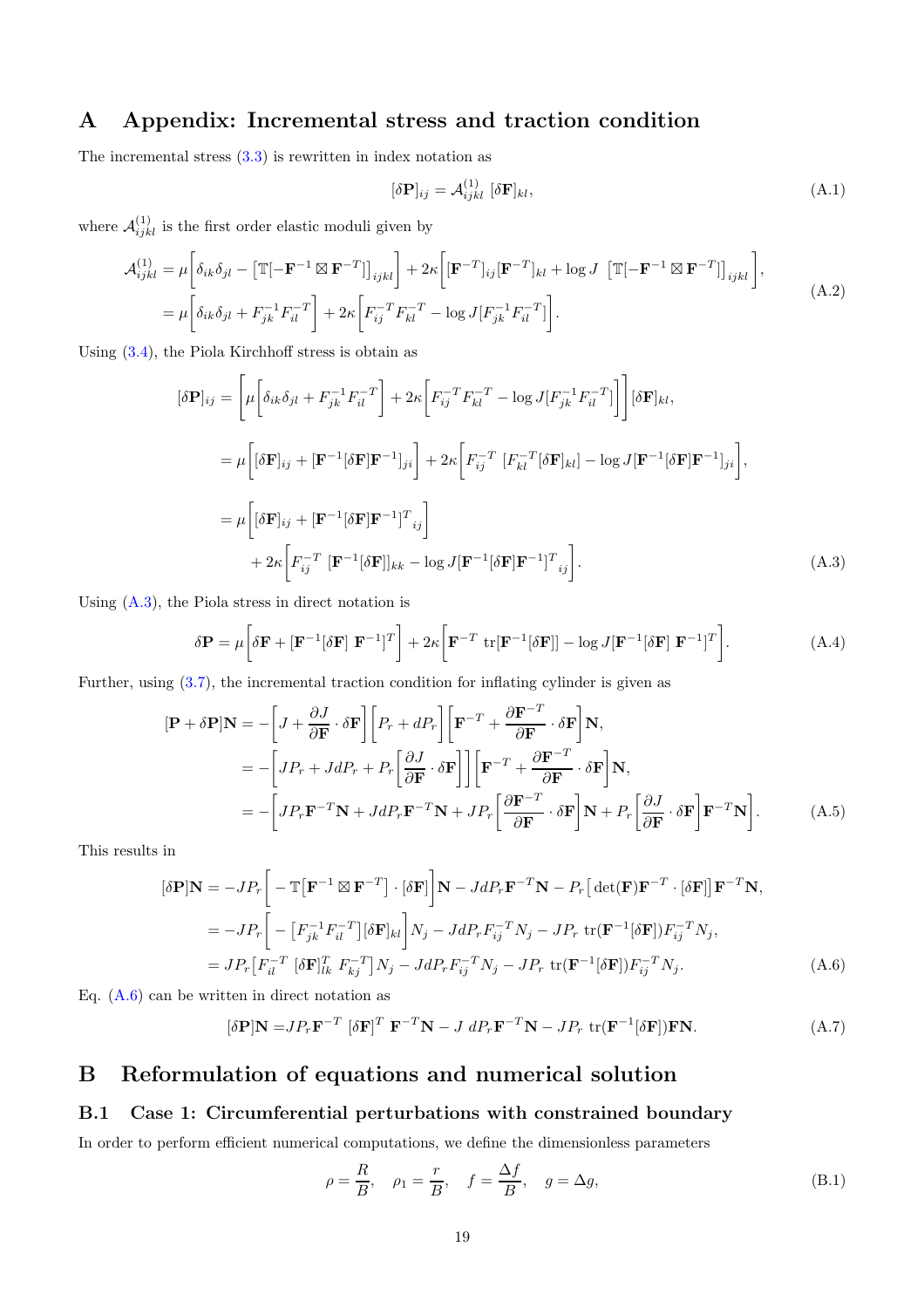# A Appendix: Incremental stress and traction condition

The incremental stress (3.3) is rewritten in index notation as

$$[\delta\mathbf{P}]_{ij} = \mathcal{A}^{(1)}_{ijkl}\ [\delta\mathbf{F}]_{kl}, \tag{A.1}$$

where $\mathcal{A}^{(1)}_{ijkl}$ is the first order elastic moduli given by

$$\begin{aligned}
\mathcal{A}^{(1)}_{ijkl} &= \mu\bigg[\delta_{ik}\delta_{jl} - \big[\mathbb{T}[-\mathbf{F}^{-1}\boxtimes\mathbf{F}^{-T}]\big]_{ijkl}\bigg] + 2\kappa\bigg[[\mathbf{F}^{-T}]_{ij}[\mathbf{F}^{-T}]_{kl} + \log J\ \big[\mathbb{T}[-\mathbf{F}^{-1}\boxtimes\mathbf{F}^{-T}]\big]_{ijkl}\bigg],\\
&= \mu\bigg[\delta_{ik}\delta_{jl} + F^{-1}_{jk}F^{-T}_{il}\bigg] + 2\kappa\bigg[F^{-T}_{ij}F^{-T}_{kl} - \log J[F^{-1}_{jk}F^{-T}_{il}]\bigg].
\end{aligned} \tag{A.2}$$

Using (3.4), the Piola Kirchhoff stress is obtain as

$$\begin{aligned}
[\delta\mathbf{P}]_{ij} &= \Bigg[\mu\bigg[\delta_{ik}\delta_{jl} + F^{-1}_{jk}F^{-T}_{il}\bigg] + 2\kappa\bigg[F^{-T}_{ij}F^{-T}_{kl} - \log J[F^{-1}_{jk}F^{-T}_{il}]\bigg]\Bigg][\delta\mathbf{F}]_{kl},\\
&= \mu\bigg[[\delta\mathbf{F}]_{ij} + [\mathbf{F}^{-1}[\delta\mathbf{F}]\mathbf{F}^{-1}]_{ji}\bigg] + 2\kappa\bigg[F^{-T}_{ij}\ [F^{-T}_{kl}[\delta\mathbf{F}]_{kl}] - \log J[\mathbf{F}^{-1}[\delta\mathbf{F}]\mathbf{F}^{-1}]_{ji}\bigg],\\
&= \mu\bigg[[\delta\mathbf{F}]_{ij} + [\mathbf{F}^{-1}[\delta\mathbf{F}]\mathbf{F}^{-1}]^{T}{}_{ij}\bigg]\\
&\quad + 2\kappa\bigg[F^{-T}_{ij}\ [\mathbf{F}^{-1}[\delta\mathbf{F}]]_{kk} - \log J[\mathbf{F}^{-1}[\delta\mathbf{F}]\mathbf{F}^{-1}]^{T}{}_{ij}\bigg].
\end{aligned} \tag{A.3}$$

Using (A.3), the Piola stress in direct notation is

$$\delta\mathbf{P} = \mu\bigg[\delta\mathbf{F} + [\mathbf{F}^{-1}[\delta\mathbf{F}]\ \mathbf{F}^{-1}]^{T}\bigg] + 2\kappa\bigg[\mathbf{F}^{-T}\ \mathrm{tr}[\mathbf{F}^{-1}[\delta\mathbf{F}]] - \log J[\mathbf{F}^{-1}[\delta\mathbf{F}]\ \mathbf{F}^{-1}]^{T}\bigg]. \tag{A.4}$$

Further, using (3.7), the incremental traction condition for inflating cylinder is given as

$$\begin{aligned}
[\mathbf{P} + \delta\mathbf{P}]\mathbf{N} &= -\bigg[J + \frac{\partial J}{\partial \mathbf{F}}\cdot\delta\mathbf{F}\bigg]\bigg[P_r + dP_r\bigg]\bigg[\mathbf{F}^{-T} + \frac{\partial\mathbf{F}^{-T}}{\partial\mathbf{F}}\cdot\delta\mathbf{F}\bigg]\mathbf{N},\\
&= -\bigg[JP_r + JdP_r + P_r\bigg[\frac{\partial J}{\partial\mathbf{F}}\cdot\delta\mathbf{F}\bigg]\bigg]\bigg[\mathbf{F}^{-T} + \frac{\partial\mathbf{F}^{-T}}{\partial\mathbf{F}}\cdot\delta\mathbf{F}\bigg]\mathbf{N},\\
&= -\bigg[JP_r\mathbf{F}^{-T}\mathbf{N} + JdP_r\mathbf{F}^{-T}\mathbf{N} + JP_r\bigg[\frac{\partial\mathbf{F}^{-T}}{\partial\mathbf{F}}\cdot\delta\mathbf{F}\bigg]\mathbf{N} + P_r\bigg[\frac{\partial J}{\partial\mathbf{F}}\cdot\delta\mathbf{F}\bigg]\mathbf{F}^{-T}\mathbf{N}\bigg].
\end{aligned} \tag{A.5}$$

This results in

$$\begin{aligned}
[\delta\mathbf{P}]\mathbf{N} &= -JP_r\bigg[-\mathbb{T}\big[\mathbf{F}^{-1}\boxtimes\mathbf{F}^{-T}\big]\cdot[\delta\mathbf{F}]\bigg]\mathbf{N} - JdP_r\mathbf{F}^{-T}\mathbf{N} - P_r\big[\det(\mathbf{F})\mathbf{F}^{-T}\cdot[\delta\mathbf{F}]\big]\mathbf{F}^{-T}\mathbf{N},\\
&= -JP_r\bigg[-\big[F^{-1}_{jk}F^{-T}_{il}\big][\delta\mathbf{F}]_{kl}\bigg]N_j - JdP_rF^{-T}_{ij}N_j - JP_r\ \mathrm{tr}(\mathbf{F}^{-1}[\delta\mathbf{F}])F^{-T}_{ij}N_j,\\
&= JP_r\big[F^{-T}_{il}\ [\delta\mathbf{F}]^{T}_{lk}\ F^{-T}_{kj}\big]N_j - JdP_rF^{-T}_{ij}N_j - JP_r\ \mathrm{tr}(\mathbf{F}^{-1}[\delta\mathbf{F}])F^{-T}_{ij}N_j.
\end{aligned} \tag{A.6}$$

Eq. (A.6) can be written in direct notation as

$$[\delta\mathbf{P}]\mathbf{N} = JP_r\mathbf{F}^{-T}\ [\delta\mathbf{F}]^{T}\ \mathbf{F}^{-T}\mathbf{N} - J\ dP_r\mathbf{F}^{-T}\mathbf{N} - JP_r\ \mathrm{tr}(\mathbf{F}^{-1}[\delta\mathbf{F}])\mathbf{F}\mathbf{N}. \tag{A.7}$$

# B Reformulation of equations and numerical solution

## B.1 Case 1: Circumferential perturbations with constrained boundary

In order to perform efficient numerical computations, we define the dimensionless parameters

$$\rho = \frac{R}{B},\quad \rho_1 = \frac{r}{B},\quad f = \frac{\Delta f}{B},\quad g = \Delta g, \tag{B.1}$$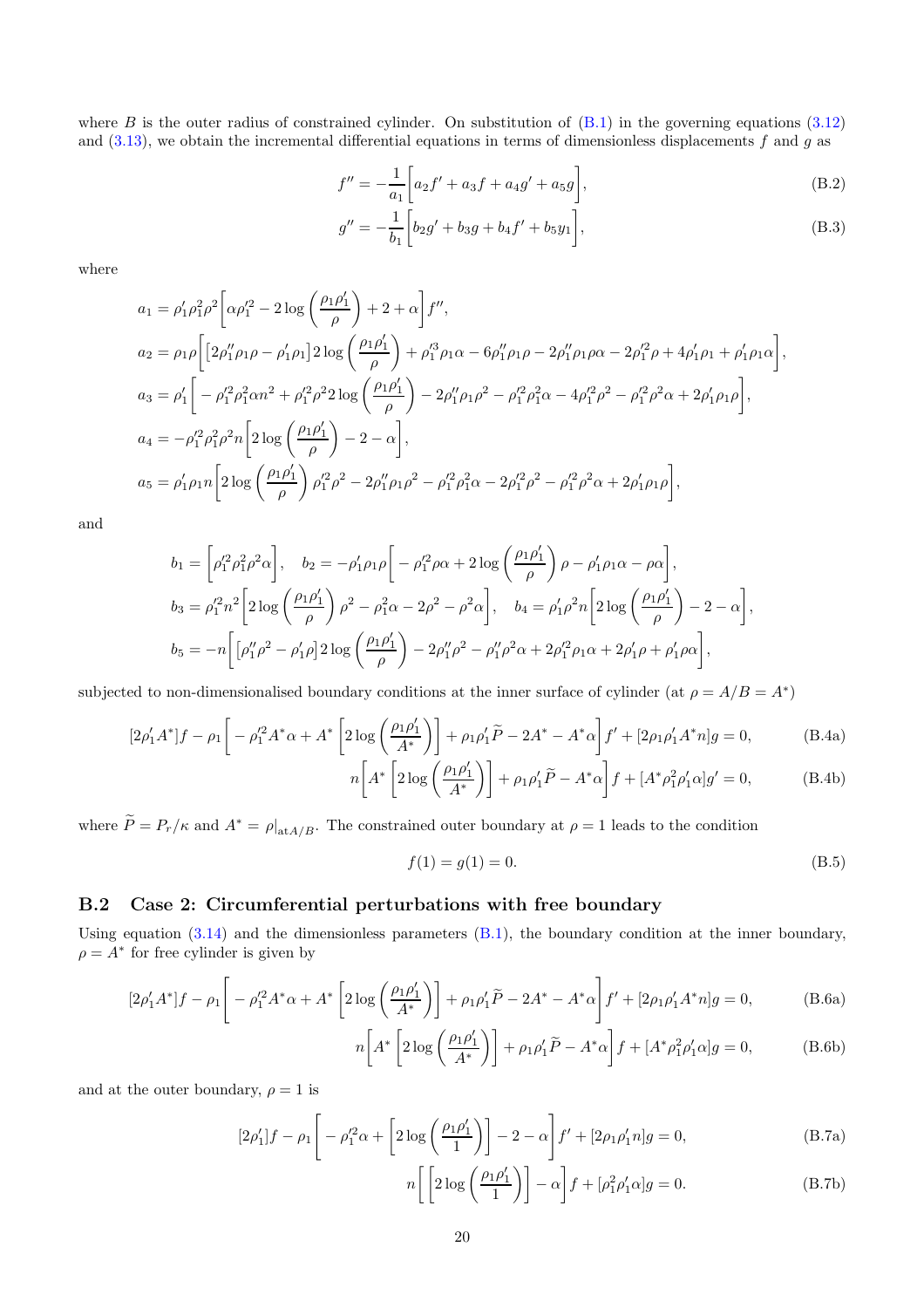where $B$ is the outer radius of constrained cylinder. On substitution of (B.1) in the governing equations (3.12) and (3.13), we obtain the incremental differential equations in terms of dimensionless displacements $f$ and $g$ as

$$f'' = -\frac{1}{a_1}\bigg[a_2 f' + a_3 f + a_4 g' + a_5 g\bigg], \tag{B.2}$$

$$g'' = -\frac{1}{b_1}\bigg[b_2 g' + b_3 g + b_4 f' + b_5 y_1\bigg], \tag{B.3}$$

where

$$
\begin{aligned}
a_1 &= \rho_1' \rho_1^2 \rho^2 \bigg[\alpha \rho_1'^2 - 2\log\left(\frac{\rho_1 \rho_1'}{\rho}\right) + 2 + \alpha\bigg] f'',\\
a_2 &= \rho_1 \rho \bigg[\left[2\rho_1'' \rho_1 \rho - \rho_1' \rho_1\right] 2\log\left(\frac{\rho_1 \rho_1'}{\rho}\right) + \rho_1'^3 \rho_1 \alpha - 6\rho_1'' \rho_1 \rho - 2\rho_1'' \rho_1 \rho \alpha - 2\rho_1'^2 \rho + 4\rho_1' \rho_1 + \rho_1' \rho_1 \alpha\bigg],\\
a_3 &= \rho_1' \bigg[-\rho_1'^2 \rho_1^2 \alpha n^2 + \rho_1'^2 \rho^2 2\log\left(\frac{\rho_1 \rho_1'}{\rho}\right) - 2\rho_1'' \rho_1 \rho^2 - \rho_1'^2 \rho_1^2 \alpha - 4\rho_1'^2 \rho^2 - \rho_1'^2 \rho^2 \alpha + 2\rho_1' \rho_1 \rho\bigg],\\
a_4 &= -\rho_1'^2 \rho_1^2 \rho^2 n \bigg[2\log\left(\frac{\rho_1 \rho_1'}{\rho}\right) - 2 - \alpha\bigg],\\
a_5 &= \rho_1' \rho_1 n \bigg[2\log\left(\frac{\rho_1 \rho_1'}{\rho}\right) \rho_1'^2 \rho^2 - 2\rho_1'' \rho_1 \rho^2 - \rho_1'^2 \rho_1^2 \alpha - 2\rho_1'^2 \rho^2 - \rho_1'^2 \rho^2 \alpha + 2\rho_1' \rho_1 \rho\bigg],
\end{aligned}
$$

and

$$
\begin{aligned}
b_1 &= \bigg[\rho_1'^2 \rho_1^2 \rho^2 \alpha\bigg], \quad b_2 = -\rho_1' \rho_1 \rho \bigg[-\rho_1'^2 \rho \alpha + 2\log\left(\frac{\rho_1 \rho_1'}{\rho}\right)\rho - \rho_1' \rho_1 \alpha - \rho \alpha\bigg],\\
b_3 &= \rho_1'^2 n^2 \bigg[2\log\left(\frac{\rho_1 \rho_1'}{\rho}\right)\rho^2 - \rho_1^2 \alpha - 2\rho^2 - \rho^2 \alpha\bigg], \quad b_4 = \rho_1' \rho^2 n \bigg[2\log\left(\frac{\rho_1 \rho_1'}{\rho}\right) - 2 - \alpha\bigg],\\
b_5 &= -n\bigg[\left[\rho_1'' \rho^2 - \rho_1' \rho\right] 2\log\left(\frac{\rho_1 \rho_1'}{\rho}\right) - 2\rho_1'' \rho^2 - \rho_1'' \rho^2 \alpha + 2\rho_1'^2 \rho_1 \alpha + 2\rho_1' \rho + \rho_1' \rho \alpha\bigg],
\end{aligned}
$$

subjected to non-dimensionalised boundary conditions at the inner surface of cylinder (at $\rho = A/B = A^*$)

$$[2\rho_1' A^*] f - \rho_1 \bigg[-\rho_1'^2 A^* \alpha + A^* \bigg[2\log\left(\frac{\rho_1 \rho_1'}{A^*}\right)\bigg] + \rho_1 \rho_1' \widetilde{P} - 2A^* - A^* \alpha\bigg] f' + [2\rho_1 \rho_1' A^* n] g = 0, \tag{B.4a}$$

$$n\bigg[A^* \bigg[2\log\left(\frac{\rho_1 \rho_1'}{A^*}\right)\bigg] + \rho_1 \rho_1' \widetilde{P} - A^* \alpha\bigg] f + [A^* \rho_1^2 \rho_1' \alpha] g' = 0, \tag{B.4b}$$

where $\widetilde{P} = P_r/\kappa$ and $A^* = \rho|_{\text{at}A/B}$. The constrained outer boundary at $\rho = 1$ leads to the condition

$$f(1) = g(1) = 0. \tag{B.5}$$

## B.2 Case 2: Circumferential perturbations with free boundary

Using equation (3.14) and the dimensionless parameters (B.1), the boundary condition at the inner boundary, $\rho = A^*$ for free cylinder is given by

$$[2\rho_1' A^*] f - \rho_1 \bigg[-\rho_1'^2 A^* \alpha + A^* \bigg[2\log\left(\frac{\rho_1 \rho_1'}{A^*}\right)\bigg] + \rho_1 \rho_1' \widetilde{P} - 2A^* - A^* \alpha\bigg] f' + [2\rho_1 \rho_1' A^* n] g = 0, \tag{B.6a}$$

$$n\bigg[A^* \bigg[2\log\left(\frac{\rho_1 \rho_1'}{A^*}\right)\bigg] + \rho_1 \rho_1' \widetilde{P} - A^* \alpha\bigg] f + [A^* \rho_1^2 \rho_1' \alpha] g = 0, \tag{B.6b}$$

and at the outer boundary, $\rho = 1$ is

$$[2\rho_1'] f - \rho_1 \bigg[-\rho_1'^2 \alpha + \bigg[2\log\left(\frac{\rho_1 \rho_1'}{1}\right)\bigg] - 2 - \alpha\bigg] f' + [2\rho_1 \rho_1' n] g = 0, \tag{B.7a}$$

$$n\bigg[\bigg[2\log\left(\frac{\rho_1 \rho_1'}{1}\right)\bigg] - \alpha\bigg] f + [\rho_1^2 \rho_1' \alpha] g = 0. \tag{B.7b}$$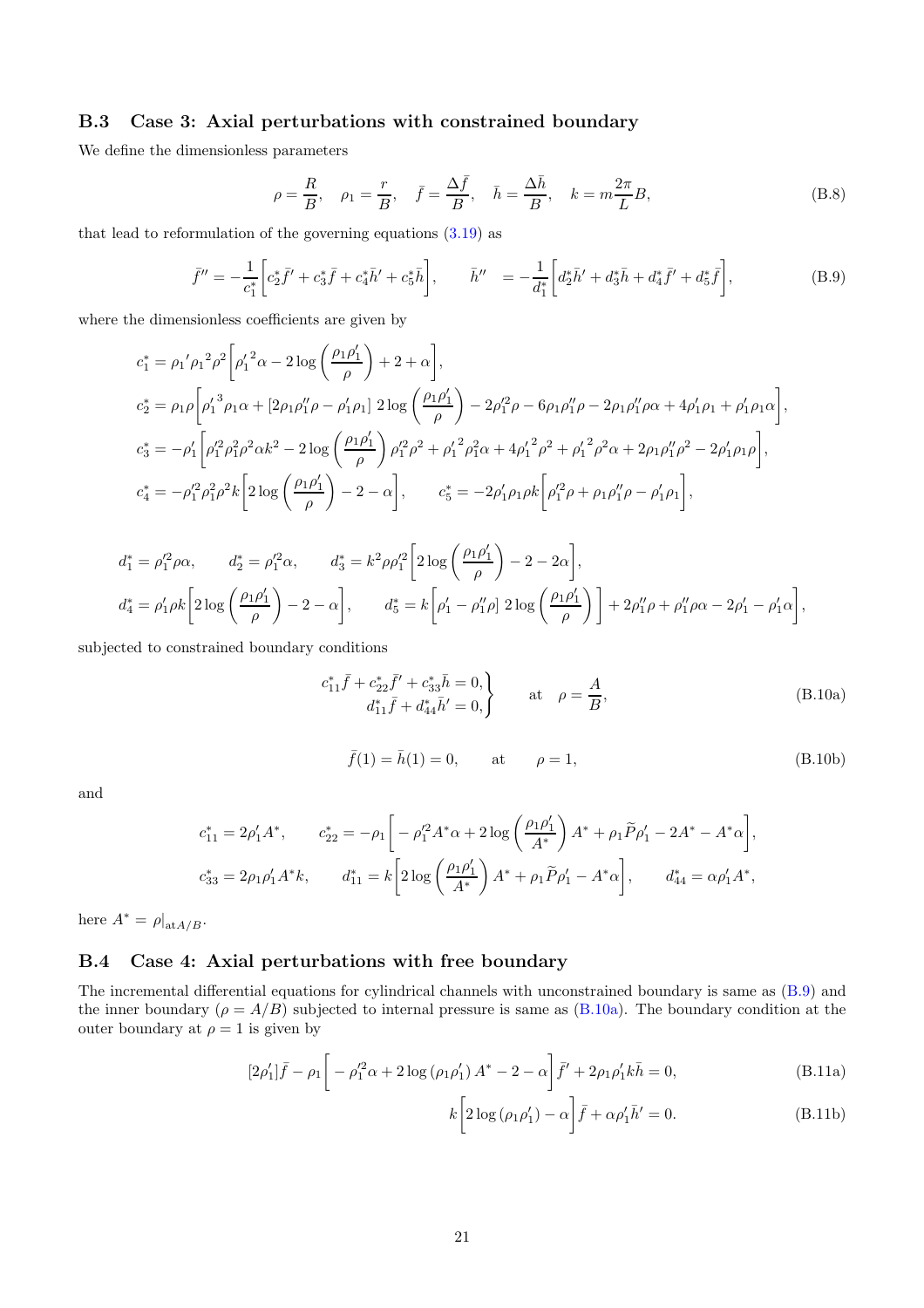### B.3 Case 3: Axial perturbations with constrained boundary

We define the dimensionless parameters

$$\rho = \frac{R}{B}, \quad \rho_1 = \frac{r}{B}, \quad \bar{f} = \frac{\Delta \bar{f}}{B}, \quad \bar{h} = \frac{\Delta \bar{h}}{B}, \quad k = m\frac{2\pi}{L}B, \tag{B.8}$$

that lead to reformulation of the governing equations (3.19) as

$$\bar{f}'' = -\frac{1}{c_1^*}\left[c_2^*\bar{f}' + c_3^*\bar{f} + c_4^*\bar{h}' + c_5^*\bar{h}\right], \qquad \bar{h}'' \;\; = -\frac{1}{d_1^*}\left[d_2^*\bar{h}' + d_3^*\bar{h} + d_4^*\bar{f}' + d_5^*\bar{f}\right], \tag{B.9}$$

where the dimensionless coefficients are given by

$$c_1^* = {\rho_1}'{\rho_1}^2\rho^2\left[{\rho_1'}^2\alpha - 2\log\left(\frac{\rho_1\rho_1'}{\rho}\right) + 2 + \alpha\right],$$

$$c_2^* = \rho_1\rho\left[{\rho_1'}^3\rho_1\alpha + \left[2\rho_1\rho_1''\rho - \rho_1'\rho_1\right]2\log\left(\frac{\rho_1\rho_1'}{\rho}\right) - 2\rho_1'^2\rho - 6\rho_1\rho_1''\rho - 2\rho_1\rho_1''\rho\alpha + 4\rho_1'\rho_1 + \rho_1'\rho_1\alpha\right],$$

$$c_3^* = -\rho_1'\left[\rho_1'^2\rho_1^2\rho^2\alpha k^2 - 2\log\left(\frac{\rho_1\rho_1'}{\rho}\right)\rho_1'^2\rho^2 + {\rho_1'}^2\rho_1^2\alpha + 4{\rho_1'}^2\rho^2 + {\rho_1'}^2\rho^2\alpha + 2\rho_1\rho_1''\rho^2 - 2\rho_1'\rho_1\rho\right],$$

$$c_4^* = -\rho_1'^2\rho_1^2\rho^2 k\left[2\log\left(\frac{\rho_1\rho_1'}{\rho}\right) - 2 - \alpha\right], \qquad c_5^* = -2\rho_1'\rho_1\rho k\left[\rho_1'^2\rho + \rho_1\rho_1''\rho - \rho_1'\rho_1\right],$$

$$d_1^* = \rho_1'^2\rho\alpha, \qquad d_2^* = \rho_1'^2\alpha, \qquad d_3^* = k^2\rho\rho_1'^2\left[2\log\left(\frac{\rho_1\rho_1'}{\rho}\right) - 2 - 2\alpha\right],$$

$$d_4^* = \rho_1'\rho k\left[2\log\left(\frac{\rho_1\rho_1'}{\rho}\right) - 2 - \alpha\right], \qquad d_5^* = k\left[\rho_1' - \rho_1''\rho\right]2\log\left(\frac{\rho_1\rho_1'}{\rho}\right)\bigg] + 2\rho_1''\rho + \rho_1''\rho\alpha - 2\rho_1' - \rho_1'\alpha\bigg],$$

subjected to constrained boundary conditions

$$\left.\begin{aligned} c_{11}^*\bar{f} + c_{22}^*\bar{f}' + c_{33}^*\bar{h} = 0,\\ d_{11}^*\bar{f} + d_{44}^*\bar{h}' = 0,\end{aligned}\right\} \qquad \text{at} \quad \rho = \frac{A}{B}, \tag{B.10a}$$

$$\bar{f}(1) = \bar{h}(1) = 0, \qquad \text{at} \qquad \rho = 1, \tag{B.10b}$$

and

$$c_{11}^* = 2\rho_1'A^*, \qquad c_{22}^* = -\rho_1\left[-\rho_1'^2A^*\alpha + 2\log\left(\frac{\rho_1\rho_1'}{A^*}\right)A^* + \rho_1\widetilde{P}\rho_1' - 2A^* - A^*\alpha\right],$$

$$c_{33}^* = 2\rho_1\rho_1'A^*k, \qquad d_{11}^* = k\left[2\log\left(\frac{\rho_1\rho_1'}{A^*}\right)A^* + \rho_1\widetilde{P}\rho_1' - A^*\alpha\right], \qquad d_{44}^* = \alpha\rho_1'A^*,$$

here $A^* = \rho|_{\text{at}A/B}$.

### B.4 Case 4: Axial perturbations with free boundary

The incremental differential equations for cylindrical channels with unconstrained boundary is same as (B.9) and the inner boundary ($\rho = A/B$) subjected to internal pressure is same as (B.10a). The boundary condition at the outer boundary at $\rho = 1$ is given by

$$[2\rho_1']\bar{f} - \rho_1\left[-\rho_1'^2\alpha + 2\log\left(\rho_1\rho_1'\right)A^* - 2 - \alpha\right]\bar{f}' + 2\rho_1\rho_1'k\bar{h} = 0, \tag{B.11a}$$

$$k\left[2\log\left(\rho_1\rho_1'\right) - \alpha\right]\bar{f} + \alpha\rho_1'\bar{h}' = 0. \tag{B.11b}$$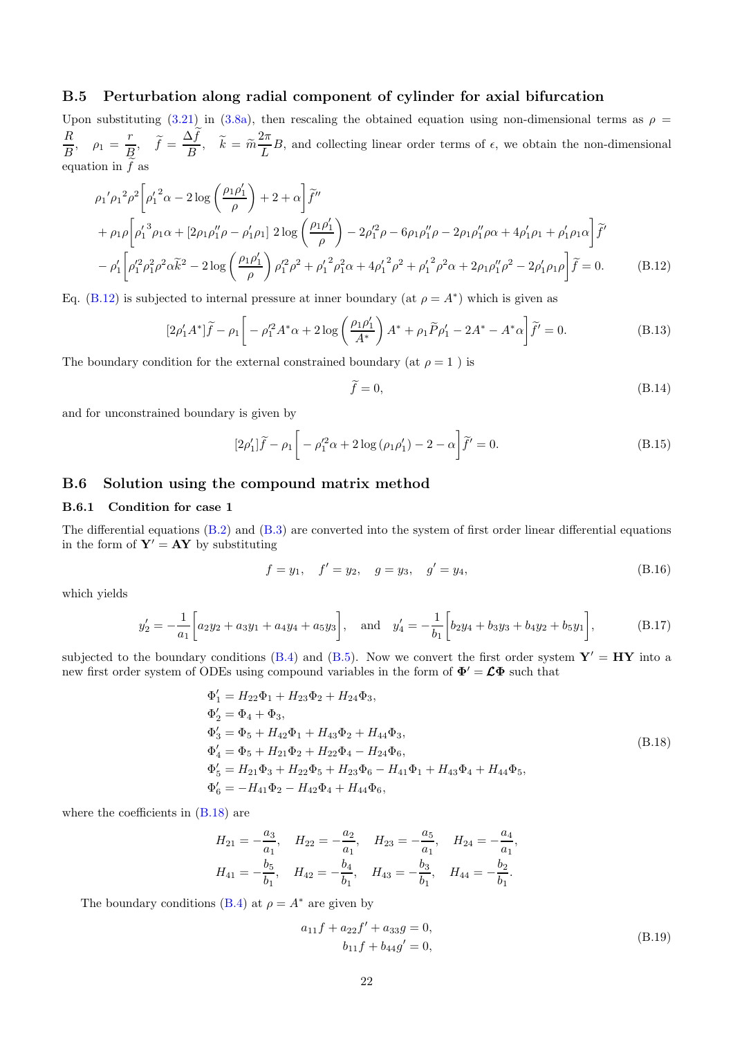## B.5 Perturbation along radial component of cylinder for axial bifurcation

Upon substituting (3.21) in (3.8a), then rescaling the obtained equation using non-dimensional terms as $\rho = \dfrac{R}{B}$, $\rho_1 = \dfrac{r}{B}$, $\widetilde{f} = \dfrac{\Delta \widetilde{f}}{B}$, $\widetilde{k} = \widetilde{m}\dfrac{2\pi}{L}B$, and collecting linear order terms of $\epsilon$, we obtain the non-dimensional equation in $\widetilde{f}$ as

$$
\begin{aligned}
&\rho_1{}'\rho_1{}^2\rho^2\left[\rho_1'{}^2\alpha - 2\log\left(\frac{\rho_1\rho_1'}{\rho}\right) + 2 + \alpha\right]\widetilde{f}'' \\
&+ \rho_1\rho\left[\rho_1'{}^3\rho_1\alpha + [2\rho_1\rho_1''\rho - \rho_1'\rho_1]\,2\log\left(\frac{\rho_1\rho_1'}{\rho}\right) - 2\rho_1'^2\rho - 6\rho_1\rho_1''\rho - 2\rho_1\rho_1''\rho\alpha + 4\rho_1'\rho_1 + \rho_1'\rho_1\alpha\right]\widetilde{f}' \\
&- \rho_1'\left[\rho_1'^2\rho_1^2\rho^2\alpha\widetilde{k}^2 - 2\log\left(\frac{\rho_1\rho_1'}{\rho}\right)\rho_1'^2\rho^2 + \rho_1'{}^2\rho_1^2\alpha + 4\rho_1'{}^2\rho^2 + \rho_1'{}^2\rho^2\alpha + 2\rho_1\rho_1''\rho^2 - 2\rho_1'\rho_1\rho\right]\widetilde{f} = 0.
\end{aligned} \tag{B.12}
$$

Eq. (B.12) is subjected to internal pressure at inner boundary (at $\rho = A^*$) which is given as

$$
[2\rho_1' A^*]\widetilde{f} - \rho_1\left[-\rho_1'^2 A^*\alpha + 2\log\left(\frac{\rho_1\rho_1'}{A^*}\right)A^* + \rho_1\widetilde{P}\rho_1' - 2A^* - A^*\alpha\right]\widetilde{f}' = 0. \tag{B.13}
$$

The boundary condition for the external constrained boundary (at $\rho = 1$ ) is

$$
\widetilde{f} = 0, \tag{B.14}
$$

and for unconstrained boundary is given by

$$
[2\rho_1']\widetilde{f} - \rho_1\left[-\rho_1'^2\alpha + 2\log(\rho_1\rho_1') - 2 - \alpha\right]\widetilde{f}' = 0. \tag{B.15}
$$

## B.6 Solution using the compound matrix method

### B.6.1 Condition for case 1

The differential equations (B.2) and (B.3) are converted into the system of first order linear differential equations in the form of $\mathbf{Y}' = \mathbf{A}\mathbf{Y}$ by substituting

$$
f = y_1, \quad f' = y_2, \quad g = y_3, \quad g' = y_4, \tag{B.16}
$$

which yields

$$
y_2' = -\frac{1}{a_1}\left[a_2 y_2 + a_3 y_1 + a_4 y_4 + a_5 y_3\right], \quad \text{and} \quad y_4' = -\frac{1}{b_1}\left[b_2 y_4 + b_3 y_3 + b_4 y_2 + b_5 y_1\right], \tag{B.17}
$$

subjected to the boundary conditions (B.4) and (B.5). Now we convert the first order system $\mathbf{Y}' = \mathbf{H}\mathbf{Y}$ into a new first order system of ODEs using compound variables in the form of $\mathbf{\Phi}' = \boldsymbol{\mathcal{L}}\mathbf{\Phi}$ such that

$$
\begin{aligned}
\Phi_1' &= H_{22}\Phi_1 + H_{23}\Phi_2 + H_{24}\Phi_3, \\
\Phi_2' &= \Phi_4 + \Phi_3, \\
\Phi_3' &= \Phi_5 + H_{42}\Phi_1 + H_{43}\Phi_2 + H_{44}\Phi_3, \\
\Phi_4' &= \Phi_5 + H_{21}\Phi_2 + H_{22}\Phi_4 - H_{24}\Phi_6, \\
\Phi_5' &= H_{21}\Phi_3 + H_{22}\Phi_5 + H_{23}\Phi_6 - H_{41}\Phi_1 + H_{43}\Phi_4 + H_{44}\Phi_5, \\
\Phi_6' &= -H_{41}\Phi_2 - H_{42}\Phi_4 + H_{44}\Phi_6,
\end{aligned} \tag{B.18}
$$

where the coefficients in (B.18) are

$$
\begin{aligned}
H_{21} &= -\frac{a_3}{a_1}, \quad H_{22} = -\frac{a_2}{a_1}, \quad H_{23} = -\frac{a_5}{a_1}, \quad H_{24} = -\frac{a_4}{a_1}, \\
H_{41} &= -\frac{b_5}{b_1}, \quad H_{42} = -\frac{b_4}{b_1}, \quad H_{43} = -\frac{b_3}{b_1}, \quad H_{44} = -\frac{b_2}{b_1}.
\end{aligned}
$$

The boundary conditions (B.4) at $\rho = A^*$ are given by

$$
\begin{aligned}
a_{11}f + a_{22}f' + a_{33}g &= 0, \\
b_{11}f + b_{44}g' &= 0,
\end{aligned} \tag{B.19}
$$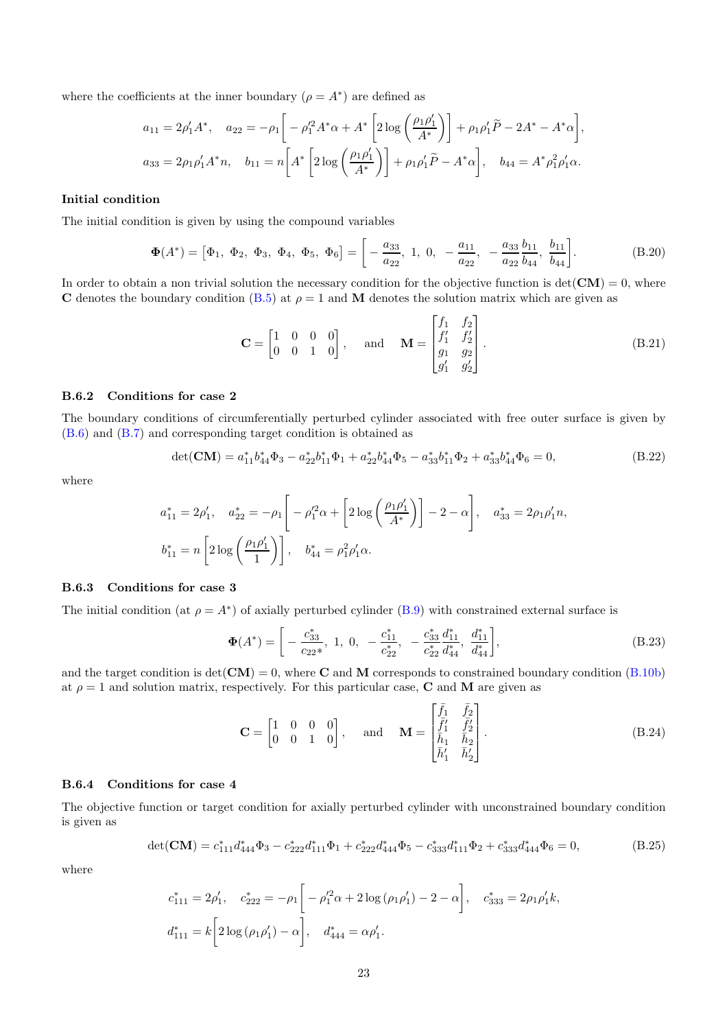where the coefficients at the inner boundary ($\rho = A^*$) are defined as

$$a_{11} = 2\rho_1' A^*, \quad a_{22} = -\rho_1\left[-\rho_1'^2 A^*\alpha + A^*\left[2\log\left(\frac{\rho_1\rho_1'}{A^*}\right)\right] + \rho_1\rho_1'\widetilde{P} - 2A^* - A^*\alpha\right],$$

$$a_{33} = 2\rho_1\rho_1' A^* n, \quad b_{11} = n\left[A^*\left[2\log\left(\frac{\rho_1\rho_1'}{A^*}\right)\right] + \rho_1\rho_1'\widetilde{P} - A^*\alpha\right], \quad b_{44} = A^*\rho_1^2\rho_1'\alpha.$$

**Initial condition**

The initial condition is given by using the compound variables

$$\mathbf{\Phi}(A^*) = \begin{bmatrix}\Phi_1, \ \Phi_2, \ \Phi_3, \ \Phi_4, \ \Phi_5, \ \Phi_6\end{bmatrix} = \left[-\frac{a_{33}}{a_{22}}, \ 1, \ 0, \ -\frac{a_{11}}{a_{22}}, \ -\frac{a_{33}}{a_{22}}\frac{b_{11}}{b_{44}}, \ \frac{b_{11}}{b_{44}}\right]. \tag{B.20}$$

In order to obtain a non trivial solution the necessary condition for the objective function is $\det(\mathbf{CM}) = 0$, where $\mathbf{C}$ denotes the boundary condition (B.5) at $\rho = 1$ and $\mathbf{M}$ denotes the solution matrix which are given as

$$\mathbf{C} = \begin{bmatrix}1 & 0 & 0 & 0\\ 0 & 0 & 1 & 0\end{bmatrix}, \quad \text{and} \quad \mathbf{M} = \begin{bmatrix}f_1 & f_2\\ f_1' & f_2'\\ g_1 & g_2\\ g_1' & g_2'\end{bmatrix}. \tag{B.21}$$

### B.6.2 Conditions for case 2

The boundary conditions of circumferentially perturbed cylinder associated with free outer surface is given by (B.6) and (B.7) and corresponding target condition is obtained as

$$\det(\mathbf{CM}) = a_{11}^* b_{44}^* \Phi_3 - a_{22}^* b_{11}^* \Phi_1 + a_{22}^* b_{44}^* \Phi_5 - a_{33}^* b_{11}^* \Phi_2 + a_{33}^* b_{44}^* \Phi_6 = 0, \tag{B.22}$$

where

$$a_{11}^* = 2\rho_1', \quad a_{22}^* = -\rho_1\left[-\rho_1'^2\alpha + \left[2\log\left(\frac{\rho_1\rho_1'}{A^*}\right)\right] - 2 - \alpha\right], \quad a_{33}^* = 2\rho_1\rho_1' n,$$

$$b_{11}^* = n\left[2\log\left(\frac{\rho_1\rho_1'}{1}\right)\right], \quad b_{44}^* = \rho_1^2\rho_1'\alpha.$$

### B.6.3 Conditions for case 3

The initial condition (at $\rho = A^*$) of axially perturbed cylinder (B.9) with constrained external surface is

$$\mathbf{\Phi}(A^*) = \left[-\frac{c_{33}^*}{c_{22*}}, \ 1, \ 0, \ -\frac{c_{11}^*}{c_{22}^*}, \ -\frac{c_{33}^*}{c_{22}^*}\frac{d_{11}^*}{d_{44}^*}, \ \frac{d_{11}^*}{d_{44}^*}\right], \tag{B.23}$$

and the target condition is $\det(\mathbf{CM}) = 0$, where $\mathbf{C}$ and $\mathbf{M}$ corresponds to constrained boundary condition (B.10b) at $\rho = 1$ and solution matrix, respectively. For this particular case, $\mathbf{C}$ and $\mathbf{M}$ are given as

$$\mathbf{C} = \begin{bmatrix}1 & 0 & 0 & 0\\ 0 & 0 & 1 & 0\end{bmatrix}, \quad \text{and} \quad \mathbf{M} = \begin{bmatrix}\bar{f}_1 & \bar{f}_2\\ \bar{f}_1' & \bar{f}_2'\\ \bar{h}_1 & \bar{h}_2\\ \bar{h}_1' & \bar{h}_2'\end{bmatrix}. \tag{B.24}$$

### B.6.4 Conditions for case 4

The objective function or target condition for axially perturbed cylinder with unconstrained boundary condition is given as

$$\det(\mathbf{CM}) = c_{111}^* d_{444}^* \Phi_3 - c_{222}^* d_{111}^* \Phi_1 + c_{222}^* d_{444}^* \Phi_5 - c_{333}^* d_{111}^* \Phi_2 + c_{333}^* d_{444}^* \Phi_6 = 0, \tag{B.25}$$

where

$$c_{111}^* = 2\rho_1', \quad c_{222}^* = -\rho_1\left[-\rho_1'^2\alpha + 2\log(\rho_1\rho_1') - 2 - \alpha\right], \quad c_{333}^* = 2\rho_1\rho_1' k,$$

$$d_{111}^* = k\left[2\log(\rho_1\rho_1') - \alpha\right], \quad d_{444}^* = \alpha\rho_1'.$$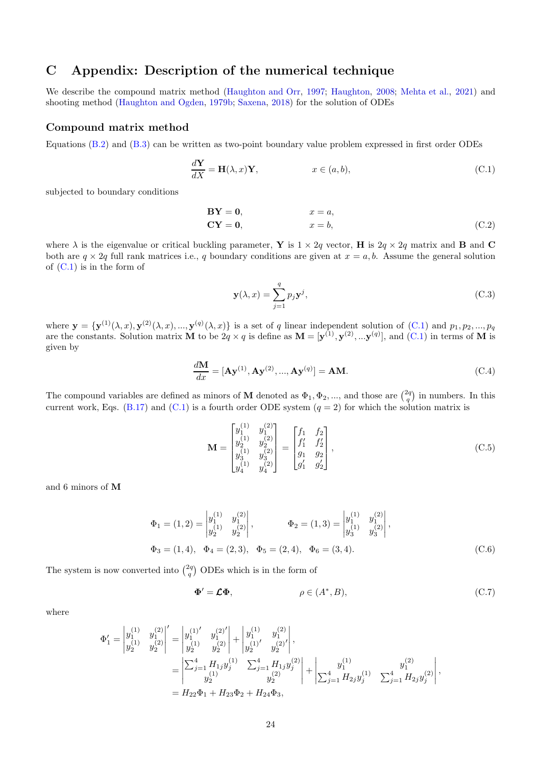# C Appendix: Description of the numerical technique

We describe the compound matrix method (Haughton and Orr, 1997; Haughton, 2008; Mehta et al., 2021) and shooting method (Haughton and Ogden, 1979b; Saxena, 2018) for the solution of ODEs

## Compound matrix method

Equations (B.2) and (B.3) can be written as two-point boundary value problem expressed in first order ODEs

$$\frac{d\mathbf{Y}}{dX} = \mathbf{H}(\lambda, x)\mathbf{Y}, \qquad x \in (a, b), \tag{C.1}$$

subjected to boundary conditions

$$\begin{aligned} \mathbf{BY} &= \mathbf{0}, \qquad & x = a, \\ \mathbf{CY} &= \mathbf{0}, \qquad & x = b, \end{aligned} \tag{C.2}$$

where $\lambda$ is the eigenvalue or critical buckling parameter, $\mathbf{Y}$ is $1 \times 2q$ vector, $\mathbf{H}$ is $2q \times 2q$ matrix and $\mathbf{B}$ and $\mathbf{C}$ both are $q \times 2q$ full rank matrices i.e., $q$ boundary conditions are given at $x = a, b$. Assume the general solution of (C.1) is in the form of

$$\mathbf{y}(\lambda, x) = \sum_{j=1}^{q} p_j \mathbf{y}^j, \tag{C.3}$$

where $\mathbf{y} = \{\mathbf{y}^{(1)}(\lambda, x), \mathbf{y}^{(2)}(\lambda, x), ..., \mathbf{y}^{(q)}(\lambda, x)\}$ is a set of $q$ linear independent solution of (C.1) and $p_1, p_2, ..., p_q$ are the constants. Solution matrix $\mathbf{M}$ to be $2q \times q$ is define as $\mathbf{M} = [\mathbf{y}^{(1)}, \mathbf{y}^{(2)}, ...\mathbf{y}^{(q)}]$, and (C.1) in terms of $\mathbf{M}$ is given by

$$\frac{d\mathbf{M}}{dx} = [\mathbf{A}\mathbf{y}^{(1)}, \mathbf{A}\mathbf{y}^{(2)}, ..., \mathbf{A}\mathbf{y}^{(q)}] = \mathbf{AM}. \tag{C.4}$$

The compound variables are defined as minors of $\mathbf{M}$ denoted as $\Phi_1, \Phi_2, ...,$ and those are $\binom{2q}{q}$ in numbers. In this current work, Eqs. (B.17) and (C.1) is a fourth order ODE system ($q = 2$) for which the solution matrix is

$$\mathbf{M} = \begin{bmatrix} y_1^{(1)} & y_1^{(2)} \\ y_2^{(1)} & y_2^{(2)} \\ y_3^{(1)} & y_3^{(2)} \\ y_4^{(1)} & y_4^{(2)} \end{bmatrix} = \begin{bmatrix} f_1 & f_2 \\ f_1' & f_2' \\ g_1 & g_2 \\ g_1' & g_2' \end{bmatrix}, \tag{C.5}$$

and 6 minors of $\mathbf{M}$

$$\begin{aligned} &\Phi_1 = (1,2) = \begin{vmatrix} y_1^{(1)} & y_1^{(2)} \\ y_2^{(1)} & y_2^{(2)} \end{vmatrix}, \qquad \Phi_2 = (1,3) = \begin{vmatrix} y_1^{(1)} & y_1^{(2)} \\ y_3^{(1)} & y_3^{(2)} \end{vmatrix}, \\ &\Phi_3 = (1,4), \quad \Phi_4 = (2,3), \quad \Phi_5 = (2,4), \quad \Phi_6 = (3,4). \end{aligned} \tag{C.6}$$

The system is now converted into $\binom{2q}{q}$ ODEs which is in the form of

$$\mathbf{\Phi}' = \boldsymbol{\mathcal{L}}\mathbf{\Phi}, \qquad \rho \in (A^*, B), \tag{C.7}$$

where

$$\begin{aligned} \Phi_1' = \begin{vmatrix} y_1^{(1)} & y_1^{(2)} \\ y_2^{(1)} & y_2^{(2)} \end{vmatrix}' &= \begin{vmatrix} y_1^{(1)'} & y_1^{(2)'} \\ y_2^{(1)} & y_2^{(2)} \end{vmatrix} + \begin{vmatrix} y_1^{(1)} & y_1^{(2)} \\ y_2^{(1)'} & y_2^{(2)'} \end{vmatrix}, \\ &= \begin{vmatrix} \sum_{j=1}^4 H_{1j} y_j^{(1)} & \sum_{j=1}^4 H_{1j} y_j^{(2)} \\ y_2^{(1)} & y_2^{(2)} \end{vmatrix} + \begin{vmatrix} y_1^{(1)} & y_1^{(2)} \\ \sum_{j=1}^4 H_{2j} y_j^{(1)} & \sum_{j=1}^4 H_{2j} y_j^{(2)} \end{vmatrix}, \\ &= H_{22}\Phi_1 + H_{23}\Phi_2 + H_{24}\Phi_3, \end{aligned}$$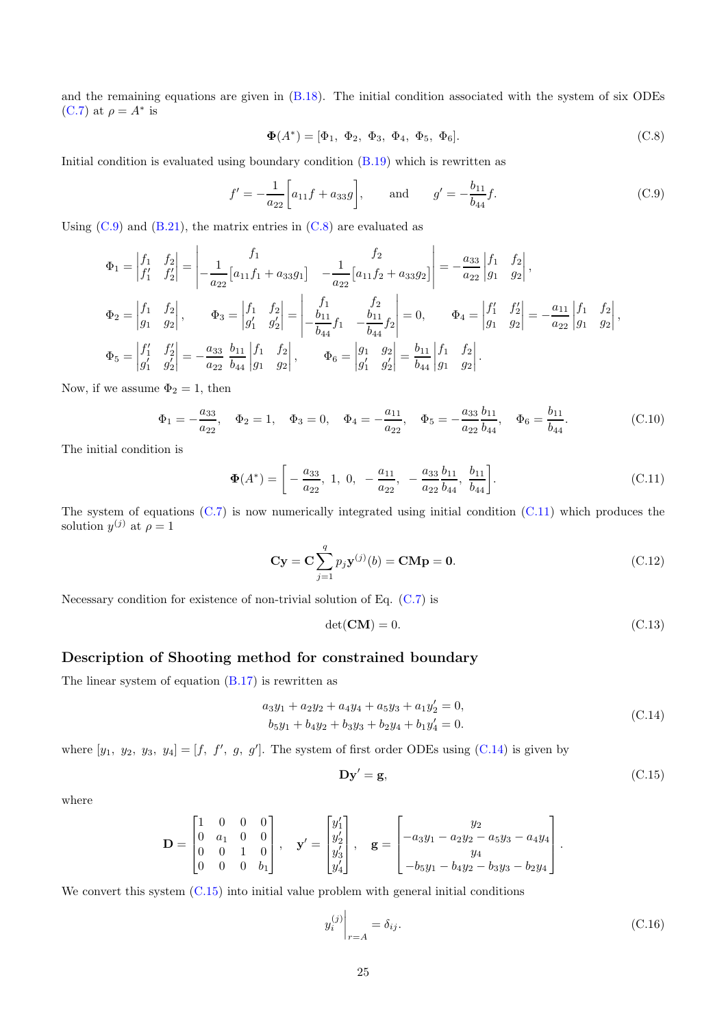and the remaining equations are given in (B.18). The initial condition associated with the system of six ODEs (C.7) at $\rho = A^*$ is

$$\mathbf{\Phi}(A^*) = [\Phi_1,\ \Phi_2,\ \Phi_3,\ \Phi_4,\ \Phi_5,\ \Phi_6]. \tag{C.8}$$

Initial condition is evaluated using boundary condition (B.19) which is rewritten as

$$f' = -\frac{1}{a_{22}}\Big[a_{11}f + a_{33}g\Big], \qquad \text{and} \qquad g' = -\frac{b_{11}}{b_{44}}f. \tag{C.9}$$

Using (C.9) and (B.21), the matrix entries in (C.8) are evaluated as

$$\Phi_1 = \begin{vmatrix} f_1 & f_2 \\ f_1' & f_2' \end{vmatrix} = \begin{vmatrix} f_1 & f_2 \\ -\dfrac{1}{a_{22}}[a_{11}f_1 + a_{33}g_1] & -\dfrac{1}{a_{22}}[a_{11}f_2 + a_{33}g_2] \end{vmatrix} = -\frac{a_{33}}{a_{22}}\begin{vmatrix} f_1 & f_2 \\ g_1 & g_2 \end{vmatrix},$$

$$\Phi_2 = \begin{vmatrix} f_1 & f_2 \\ g_1 & g_2 \end{vmatrix}, \qquad \Phi_3 = \begin{vmatrix} f_1 & f_2 \\ g_1' & g_2' \end{vmatrix} = \begin{vmatrix} f_1 & f_2 \\ -\dfrac{b_{11}}{b_{44}}f_1 & -\dfrac{b_{11}}{b_{44}}f_2 \end{vmatrix} = 0, \qquad \Phi_4 = \begin{vmatrix} f_1' & f_2' \\ g_1 & g_2 \end{vmatrix} = -\frac{a_{11}}{a_{22}}\begin{vmatrix} f_1 & f_2 \\ g_1 & g_2 \end{vmatrix},$$

$$\Phi_5 = \begin{vmatrix} f_1' & f_2' \\ g_1' & g_2' \end{vmatrix} = -\frac{a_{33}}{a_{22}}\frac{b_{11}}{b_{44}}\begin{vmatrix} f_1 & f_2 \\ g_1 & g_2 \end{vmatrix}, \qquad \Phi_6 = \begin{vmatrix} g_1 & g_2 \\ g_1' & g_2' \end{vmatrix} = \frac{b_{11}}{b_{44}}\begin{vmatrix} f_1 & f_2 \\ g_1 & g_2 \end{vmatrix}.$$

Now, if we assume $\Phi_2 = 1$, then

$$\Phi_1 = -\frac{a_{33}}{a_{22}}, \quad \Phi_2 = 1, \quad \Phi_3 = 0, \quad \Phi_4 = -\frac{a_{11}}{a_{22}}, \quad \Phi_5 = -\frac{a_{33}}{a_{22}}\frac{b_{11}}{b_{44}}, \quad \Phi_6 = \frac{b_{11}}{b_{44}}. \tag{C.10}$$

The initial condition is

$$\mathbf{\Phi}(A^*) = \left[-\frac{a_{33}}{a_{22}},\ 1,\ 0,\ -\frac{a_{11}}{a_{22}},\ -\frac{a_{33}}{a_{22}}\frac{b_{11}}{b_{44}},\ \frac{b_{11}}{b_{44}}\right]. \tag{C.11}$$

The system of equations (C.7) is now numerically integrated using initial condition (C.11) which produces the solution $y^{(j)}$ at $\rho = 1$

$$\mathbf{C}\mathbf{y} = \mathbf{C}\sum_{j=1}^{q} p_j \mathbf{y}^{(j)}(b) = \mathbf{C}\mathbf{M}\mathbf{p} = \mathbf{0}. \tag{C.12}$$

Necessary condition for existence of non-trivial solution of Eq. (C.7) is

$$\det(\mathbf{C}\mathbf{M}) = 0. \tag{C.13}$$

## Description of Shooting method for constrained boundary

The linear system of equation (B.17) is rewritten as

$$\begin{aligned} a_3y_1 + a_2y_2 + a_4y_4 + a_5y_3 + a_1y_2' &= 0, \\ b_5y_1 + b_4y_2 + b_3y_3 + b_2y_4 + b_1y_4' &= 0. \end{aligned} \tag{C.14}$$

where $[y_1,\ y_2,\ y_3,\ y_4] = [f,\ f',\ g,\ g']$. The system of first order ODEs using (C.14) is given by

$$\mathbf{D}\mathbf{y}' = \mathbf{g}, \tag{C.15}$$

where

$$\mathbf{D} = \begin{bmatrix} 1 & 0 & 0 & 0 \\ 0 & a_1 & 0 & 0 \\ 0 & 0 & 1 & 0 \\ 0 & 0 & 0 & b_1 \end{bmatrix}, \quad \mathbf{y}' = \begin{bmatrix} y_1' \\ y_2' \\ y_3' \\ y_4' \end{bmatrix}, \quad \mathbf{g} = \begin{bmatrix} y_2 \\ -a_3y_1 - a_2y_2 - a_5y_3 - a_4y_4 \\ y_4 \\ -b_5y_1 - b_4y_2 - b_3y_3 - b_2y_4 \end{bmatrix}.$$

We convert this system (C.15) into initial value problem with general initial conditions

$$y_i^{(j)}\Big|_{r=A} = \delta_{ij}. \tag{C.16}$$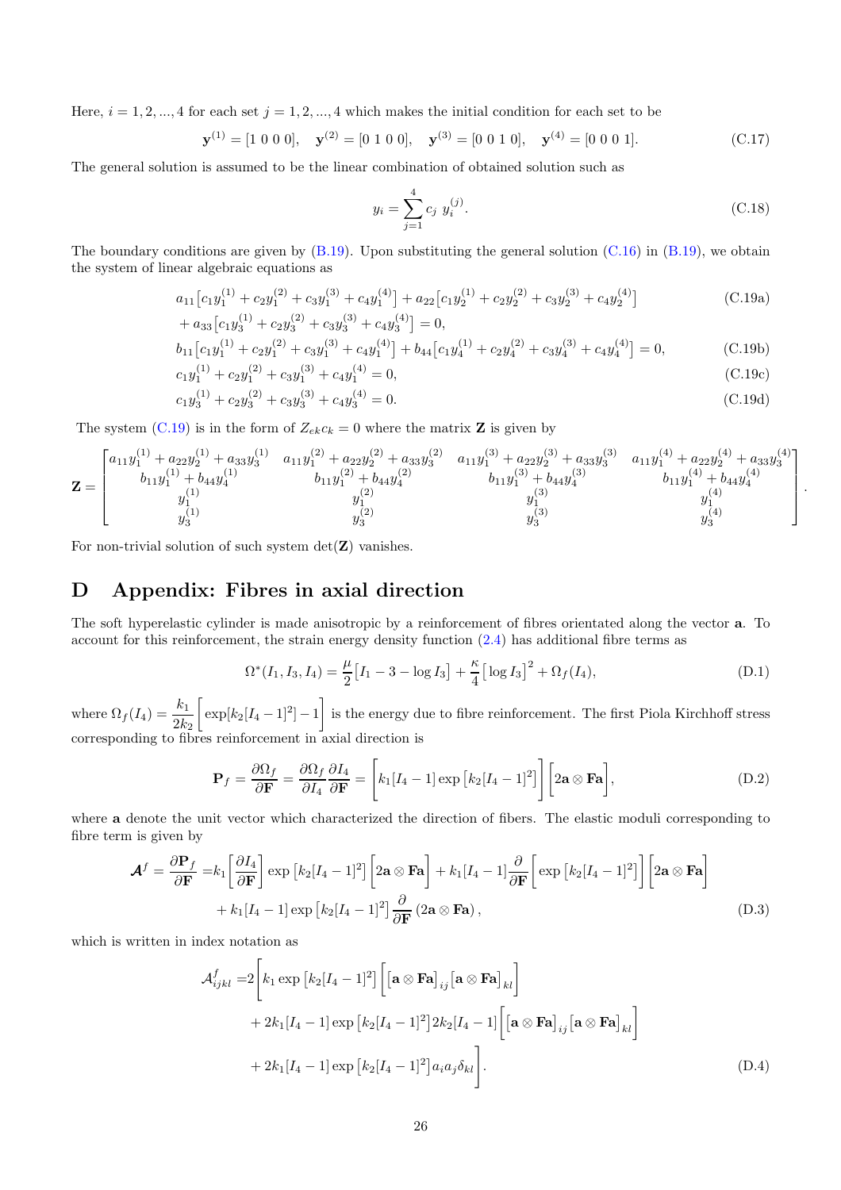Here, $i = 1, 2, ..., 4$ for each set $j = 1, 2, ..., 4$ which makes the initial condition for each set to be

$$\mathbf{y}^{(1)} = [1\ 0\ 0\ 0], \quad \mathbf{y}^{(2)} = [0\ 1\ 0\ 0], \quad \mathbf{y}^{(3)} = [0\ 0\ 1\ 0], \quad \mathbf{y}^{(4)} = [0\ 0\ 0\ 1]. \tag{C.17}$$

The general solution is assumed to be the linear combination of obtained solution such as

$$y_i = \sum_{j=1}^{4} c_j\ y_i^{(j)}. \tag{C.18}$$

The boundary conditions are given by (B.19). Upon substituting the general solution (C.16) in (B.19), we obtain the system of linear algebraic equations as

$$a_{11}\big[c_1 y_1^{(1)} + c_2 y_1^{(2)} + c_3 y_1^{(3)} + c_4 y_1^{(4)}\big] + a_{22}\big[c_1 y_2^{(1)} + c_2 y_2^{(2)} + c_3 y_2^{(3)} + c_4 y_2^{(4)}\big] \tag{C.19a}$$
$$+ a_{33}\big[c_1 y_3^{(1)} + c_2 y_3^{(2)} + c_3 y_3^{(3)} + c_4 y_3^{(4)}\big] = 0,$$

$$b_{11}\big[c_1 y_1^{(1)} + c_2 y_1^{(2)} + c_3 y_1^{(3)} + c_4 y_1^{(4)}\big] + b_{44}\big[c_1 y_4^{(1)} + c_2 y_4^{(2)} + c_3 y_4^{(3)} + c_4 y_4^{(4)}\big] = 0, \tag{C.19b}$$

$$c_1 y_1^{(1)} + c_2 y_1^{(2)} + c_3 y_1^{(3)} + c_4 y_1^{(4)} = 0, \tag{C.19c}$$

$$c_1 y_3^{(1)} + c_2 y_3^{(2)} + c_3 y_3^{(3)} + c_4 y_3^{(4)} = 0. \tag{C.19d}$$

The system (C.19) is in the form of $Z_{ek} c_k = 0$ where the matrix $\mathbf{Z}$ is given by

$$\mathbf{Z} = \begin{bmatrix} a_{11} y_1^{(1)} + a_{22} y_2^{(1)} + a_{33} y_3^{(1)} & a_{11} y_1^{(2)} + a_{22} y_2^{(2)} + a_{33} y_3^{(2)} & a_{11} y_1^{(3)} + a_{22} y_2^{(3)} + a_{33} y_3^{(3)} & a_{11} y_1^{(4)} + a_{22} y_2^{(4)} + a_{33} y_3^{(4)} \\ b_{11} y_1^{(1)} + b_{44} y_4^{(1)} & b_{11} y_1^{(2)} + b_{44} y_4^{(2)} & b_{11} y_1^{(3)} + b_{44} y_4^{(3)} & b_{11} y_1^{(4)} + b_{44} y_4^{(4)} \\ y_1^{(1)} & y_1^{(2)} & y_1^{(3)} & y_1^{(4)} \\ y_3^{(1)} & y_3^{(2)} & y_3^{(3)} & y_3^{(4)} \end{bmatrix}.$$

For non-trivial solution of such system $\det(\mathbf{Z})$ vanishes.

# D Appendix: Fibres in axial direction

The soft hyperelastic cylinder is made anisotropic by a reinforcement of fibres orientated along the vector $\mathbf{a}$. To account for this reinforcement, the strain energy density function (2.4) has additional fibre terms as

$$\Omega^*(I_1, I_3, I_4) = \frac{\mu}{2}\big[I_1 - 3 - \log I_3\big] + \frac{\kappa}{4}\big[\log I_3\big]^2 + \Omega_f(I_4), \tag{D.1}$$

where $\Omega_f(I_4) = \dfrac{k_1}{2k_2}\Bigg[\exp[k_2[I_4 - 1]^2] - 1\Bigg]$ is the energy due to fibre reinforcement. The first Piola Kirchhoff stress corresponding to fibres reinforcement in axial direction is

$$\mathbf{P}_f = \frac{\partial \Omega_f}{\partial \mathbf{F}} = \frac{\partial \Omega_f}{\partial I_4}\frac{\partial I_4}{\partial \mathbf{F}} = \Bigg[k_1[I_4 - 1]\exp\big[k_2[I_4 - 1]^2\big]\Bigg]\Bigg[2\mathbf{a} \otimes \mathbf{F}\mathbf{a}\Bigg], \tag{D.2}$$

where $\mathbf{a}$ denote the unit vector which characterized the direction of fibers. The elastic moduli corresponding to fibre term is given by

$$\begin{aligned} \boldsymbol{\mathcal{A}}^f = \frac{\partial \mathbf{P}_f}{\partial \mathbf{F}} =& k_1\Bigg[\frac{\partial I_4}{\partial \mathbf{F}}\Bigg]\exp\big[k_2[I_4 - 1]^2\big]\Bigg[2\mathbf{a} \otimes \mathbf{F}\mathbf{a}\Bigg] + k_1[I_4 - 1]\frac{\partial}{\partial \mathbf{F}}\Bigg[\exp\big[k_2[I_4 - 1]^2\big]\Bigg]\Bigg[2\mathbf{a} \otimes \mathbf{F}\mathbf{a}\Bigg] \\ &+ k_1[I_4 - 1]\exp\big[k_2[I_4 - 1]^2\big]\frac{\partial}{\partial \mathbf{F}}\left(2\mathbf{a} \otimes \mathbf{F}\mathbf{a}\right), \end{aligned} \tag{D.3}$$

which is written in index notation as

$$\begin{aligned} \mathcal{A}^f_{ijkl} =& 2\Bigg[k_1 \exp\big[k_2[I_4 - 1]^2\big]\Bigg[\big[\mathbf{a} \otimes \mathbf{F}\mathbf{a}\big]_{ij}\big[\mathbf{a} \otimes \mathbf{F}\mathbf{a}\big]_{kl}\Bigg] \\ &+ 2k_1[I_4 - 1]\exp\big[k_2[I_4 - 1]^2\big]2k_2[I_4 - 1]\Bigg[\big[\mathbf{a} \otimes \mathbf{F}\mathbf{a}\big]_{ij}\big[\mathbf{a} \otimes \mathbf{F}\mathbf{a}\big]_{kl}\Bigg] \\ &+ 2k_1[I_4 - 1]\exp\big[k_2[I_4 - 1]^2\big]a_i a_j \delta_{kl}\Bigg]. \end{aligned} \tag{D.4}$$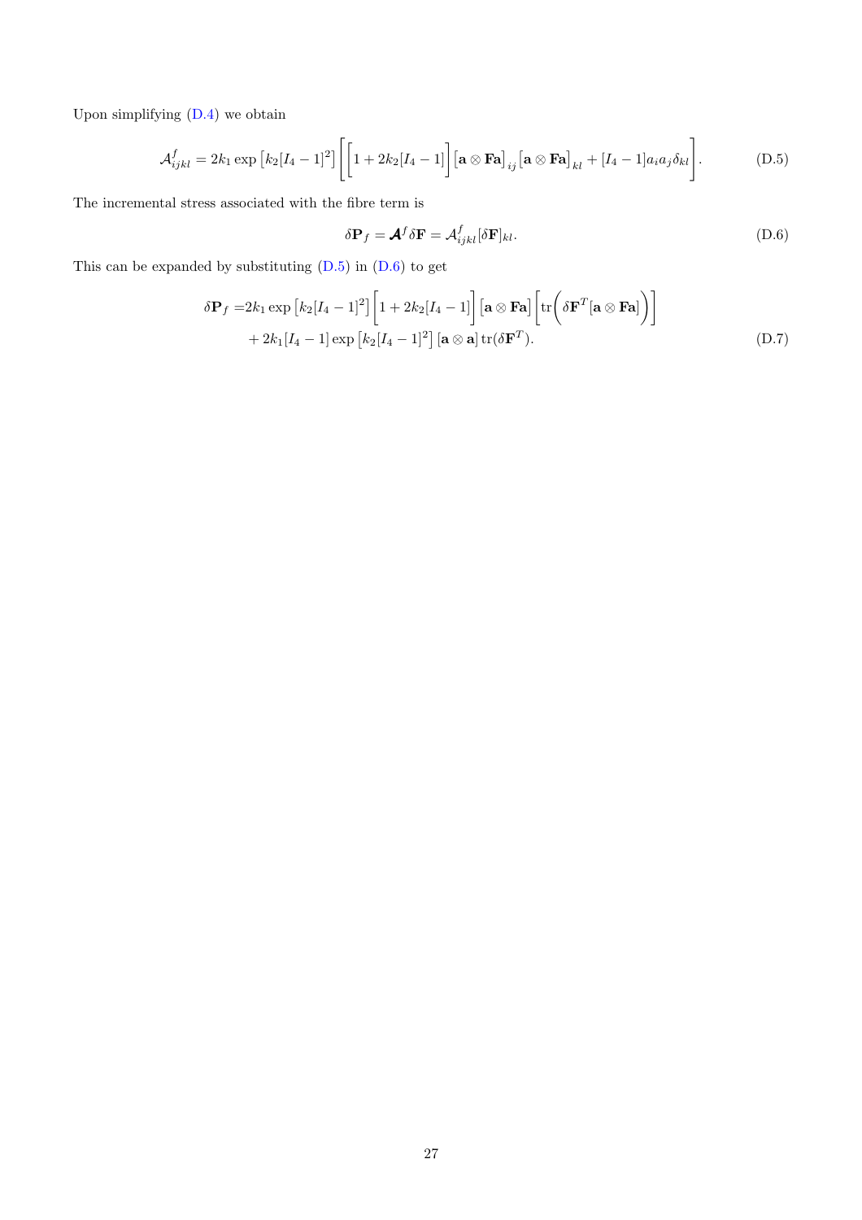Upon simplifying (D.4) we obtain

$$\mathcal{A}^f_{ijkl} = 2k_1 \exp\left[k_2[I_4 - 1]^2\right] \left[\left[1 + 2k_2[I_4 - 1]\right] \left[\mathbf{a} \otimes \mathbf{F}\mathbf{a}\right]_{ij} \left[\mathbf{a} \otimes \mathbf{F}\mathbf{a}\right]_{kl} + [I_4 - 1] a_i a_j \delta_{kl}\right]. \tag{D.5}$$

The incremental stress associated with the fibre term is

$$\delta\mathbf{P}_f = \boldsymbol{\mathcal{A}}^f \delta\mathbf{F} = \mathcal{A}^f_{ijkl}[\delta\mathbf{F}]_{kl}. \tag{D.6}$$

This can be expanded by substituting (D.5) in (D.6) to get

$$\begin{aligned}
\delta\mathbf{P}_f =& 2k_1 \exp\left[k_2[I_4 - 1]^2\right] \left[1 + 2k_2[I_4 - 1]\right] \left[\mathbf{a} \otimes \mathbf{F}\mathbf{a}\right] \left[\operatorname{tr}\left(\delta\mathbf{F}^T [\mathbf{a} \otimes \mathbf{F}\mathbf{a}]\right)\right] \\
&+ 2k_1 [I_4 - 1] \exp\left[k_2[I_4 - 1]^2\right] [\mathbf{a} \otimes \mathbf{a}] \operatorname{tr}(\delta\mathbf{F}^T).
\end{aligned} \tag{D.7}$$